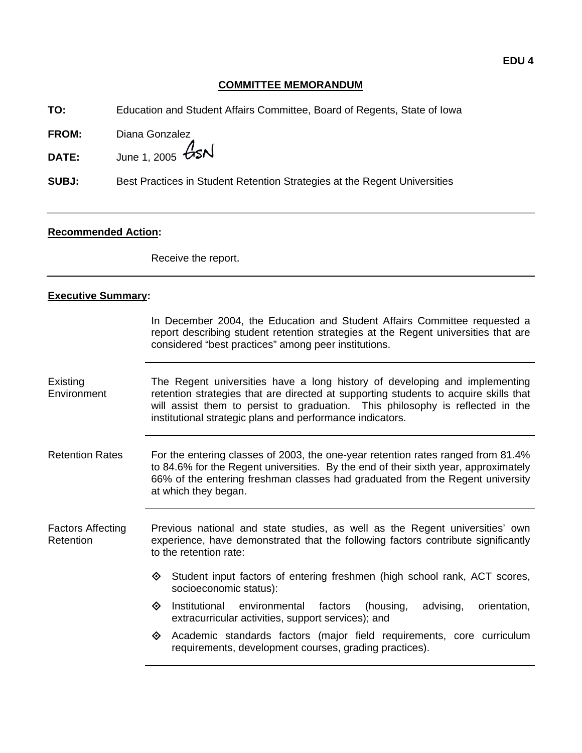EDU 4

## COMMITTEE MEMORANDUM

**TO:** Education and Student Affairs Committee, Board of Regents, State of Iowa

**FROM:** Diana Gonzalez

**DATE:** June 1, 2005

**SUBJ:** Best Practices in Student Retention Strategies at the Regent Universities

---

**Recommended Action:**

Receive the report.

---

**Executive Summary:**

In December 2004, the Education and Student Affairs Committee requested a report describing student retention strategies at the Regent universities that are considered "best practices" among peer institutions.

**Existing Environment**

The Regent universities have a long history of developing and implementing retention strategies that are directed at supporting students to acquire skills that will assist them to persist to graduation. This philosophy is reflected in the institutional strategic plans and performance indicators.

**Retention Rates**

For the entering classes of 2003, the one-year retention rates ranged from 81.4% to 84.6% for the Regent universities. By the end of their sixth year, approximately 66% of the entering freshman classes had graduated from the Regent university at which they began.

**Factors Affecting Retention**

Previous national and state studies, as well as the Regent universities' own experience, have demonstrated that the following factors contribute significantly to the retention rate:

- Student input factors of entering freshmen (high school rank, ACT scores, socioeconomic status):
- Institutional environmental factors (housing, advising, orientation, extracurricular activities, support services); and
- Academic standards factors (major field requirements, core curriculum requirements, development courses, grading practices).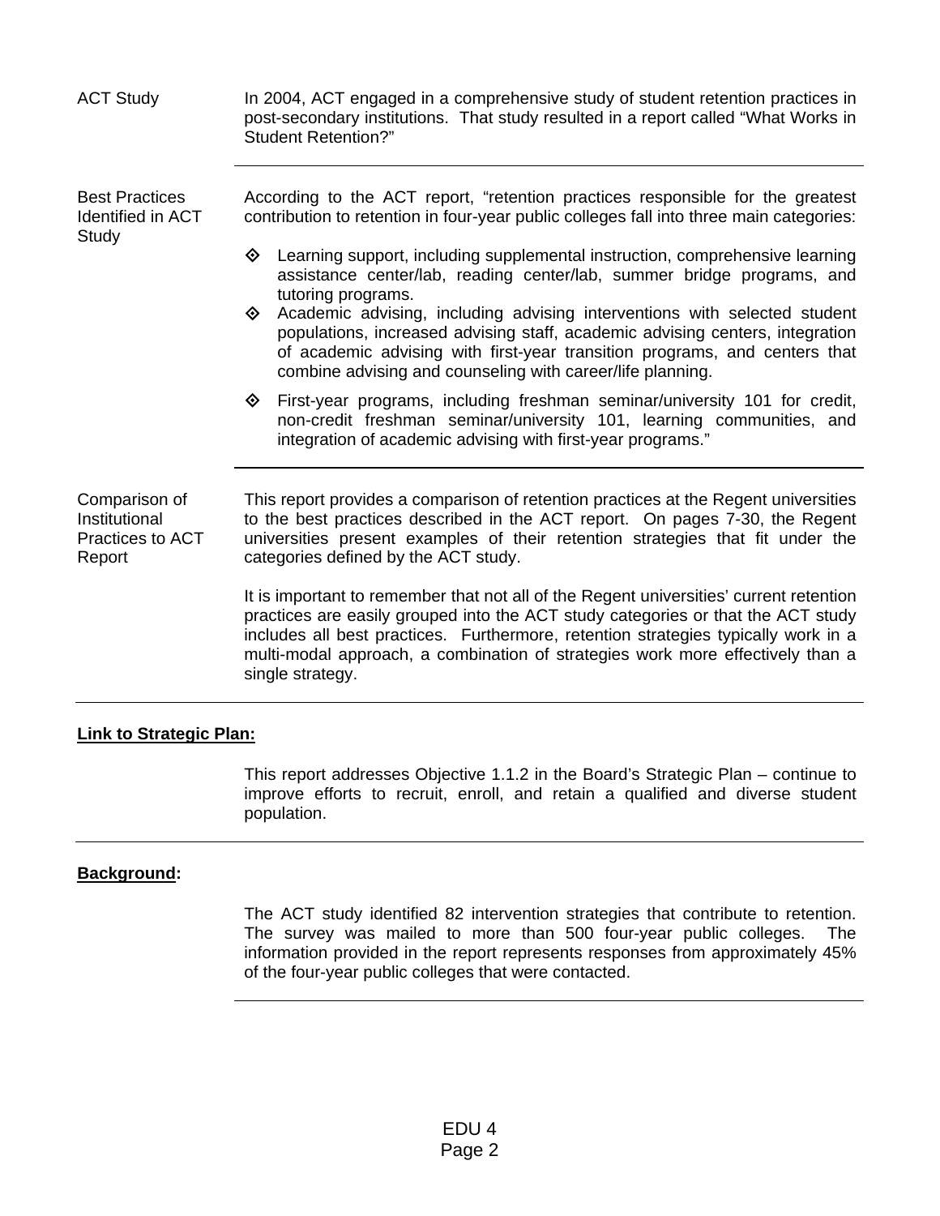**ACT Study**

In 2004, ACT engaged in a comprehensive study of student retention practices in post-secondary institutions. That study resulted in a report called "What Works in Student Retention?"

---

**Best Practices Identified in ACT Study**

According to the ACT report, "retention practices responsible for the greatest contribution to retention in four-year public colleges fall into three main categories:

- Learning support, including supplemental instruction, comprehensive learning assistance center/lab, reading center/lab, summer bridge programs, and tutoring programs.
- Academic advising, including advising interventions with selected student populations, increased advising staff, academic advising centers, integration of academic advising with first-year transition programs, and centers that combine advising and counseling with career/life planning.
- First-year programs, including freshman seminar/university 101 for credit, non-credit freshman seminar/university 101, learning communities, and integration of academic advising with first-year programs."

---

**Comparison of Institutional Practices to ACT Report**

This report provides a comparison of retention practices at the Regent universities to the best practices described in the ACT report. On pages 7-30, the Regent universities present examples of their retention strategies that fit under the categories defined by the ACT study.

It is important to remember that not all of the Regent universities' current retention practices are easily grouped into the ACT study categories or that the ACT study includes all best practices. Furthermore, retention strategies typically work in a multi-modal approach, a combination of strategies work more effectively than a single strategy.

---

## Link to Strategic Plan:

This report addresses Objective 1.1.2 in the Board's Strategic Plan – continue to improve efforts to recruit, enroll, and retain a qualified and diverse student population.

---

## Background:

The ACT study identified 82 intervention strategies that contribute to retention. The survey was mailed to more than 500 four-year public colleges. The information provided in the report represents responses from approximately 45% of the four-year public colleges that were contacted.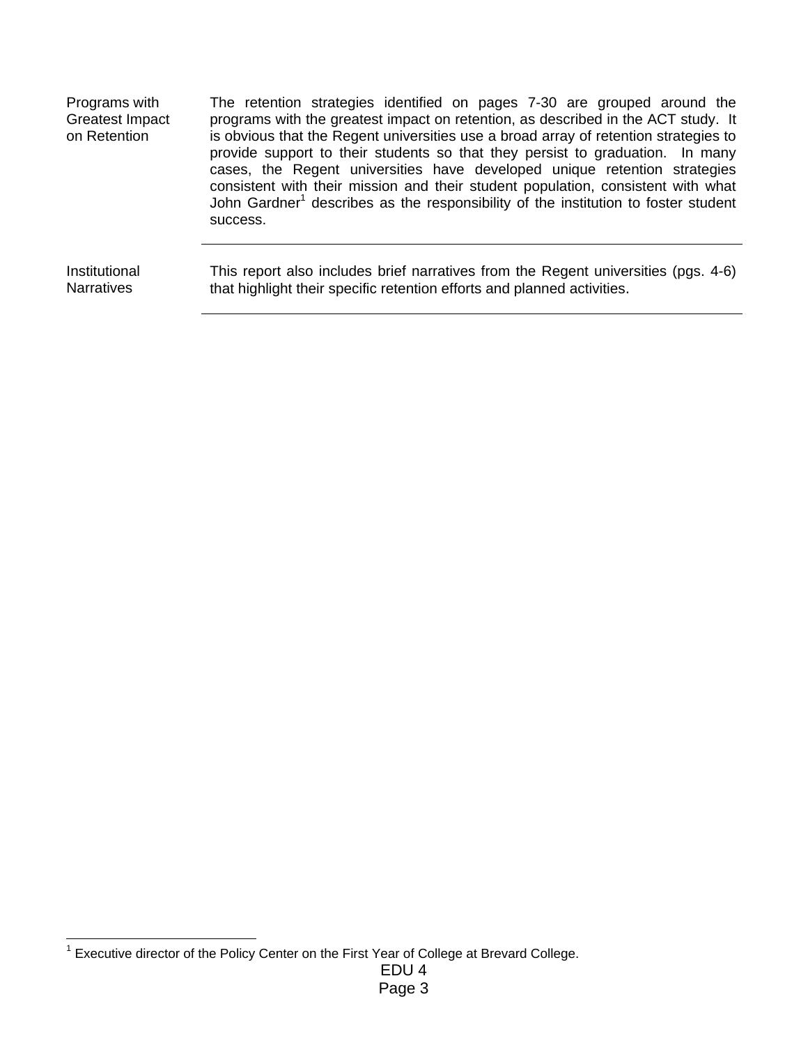**Programs with Greatest Impact on Retention**

The retention strategies identified on pages 7-30 are grouped around the programs with the greatest impact on retention, as described in the ACT study. It is obvious that the Regent universities use a broad array of retention strategies to provide support to their students so that they persist to graduation. In many cases, the Regent universities have developed unique retention strategies consistent with their mission and their student population, consistent with what John Gardner[1] describes as the responsibility of the institution to foster student success.

---

**Institutional Narratives**

This report also includes brief narratives from the Regent universities (pgs. 4-6) that highlight their specific retention efforts and planned activities.

---

[1] Executive director of the Policy Center on the First Year of College at Brevard College.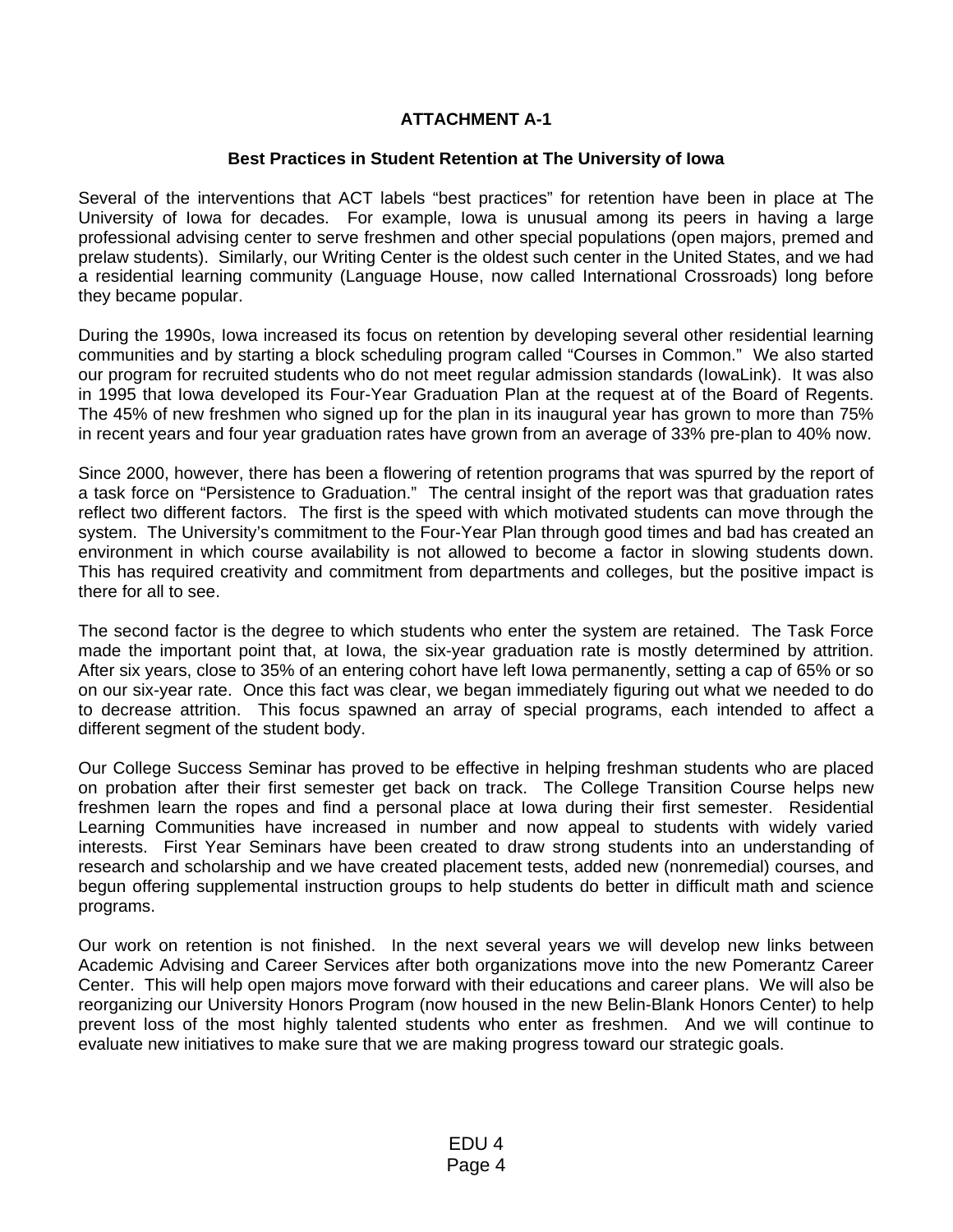**ATTACHMENT A-1**

**Best Practices in Student Retention at The University of Iowa**

Several of the interventions that ACT labels "best practices" for retention have been in place at The University of Iowa for decades. For example, Iowa is unusual among its peers in having a large professional advising center to serve freshmen and other special populations (open majors, premed and prelaw students). Similarly, our Writing Center is the oldest such center in the United States, and we had a residential learning community (Language House, now called International Crossroads) long before they became popular.

During the 1990s, Iowa increased its focus on retention by developing several other residential learning communities and by starting a block scheduling program called "Courses in Common." We also started our program for recruited students who do not meet regular admission standards (IowaLink). It was also in 1995 that Iowa developed its Four-Year Graduation Plan at the request at of the Board of Regents. The 45% of new freshmen who signed up for the plan in its inaugural year has grown to more than 75% in recent years and four year graduation rates have grown from an average of 33% pre-plan to 40% now.

Since 2000, however, there has been a flowering of retention programs that was spurred by the report of a task force on "Persistence to Graduation." The central insight of the report was that graduation rates reflect two different factors. The first is the speed with which motivated students can move through the system. The University's commitment to the Four-Year Plan through good times and bad has created an environment in which course availability is not allowed to become a factor in slowing students down. This has required creativity and commitment from departments and colleges, but the positive impact is there for all to see.

The second factor is the degree to which students who enter the system are retained. The Task Force made the important point that, at Iowa, the six-year graduation rate is mostly determined by attrition. After six years, close to 35% of an entering cohort have left Iowa permanently, setting a cap of 65% or so on our six-year rate. Once this fact was clear, we began immediately figuring out what we needed to do to decrease attrition. This focus spawned an array of special programs, each intended to affect a different segment of the student body.

Our College Success Seminar has proved to be effective in helping freshman students who are placed on probation after their first semester get back on track. The College Transition Course helps new freshmen learn the ropes and find a personal place at Iowa during their first semester. Residential Learning Communities have increased in number and now appeal to students with widely varied interests. First Year Seminars have been created to draw strong students into an understanding of research and scholarship and we have created placement tests, added new (nonremedial) courses, and begun offering supplemental instruction groups to help students do better in difficult math and science programs.

Our work on retention is not finished. In the next several years we will develop new links between Academic Advising and Career Services after both organizations move into the new Pomerantz Career Center. This will help open majors move forward with their educations and career plans. We will also be reorganizing our University Honors Program (now housed in the new Belin-Blank Honors Center) to help prevent loss of the most highly talented students who enter as freshmen. And we will continue to evaluate new initiatives to make sure that we are making progress toward our strategic goals.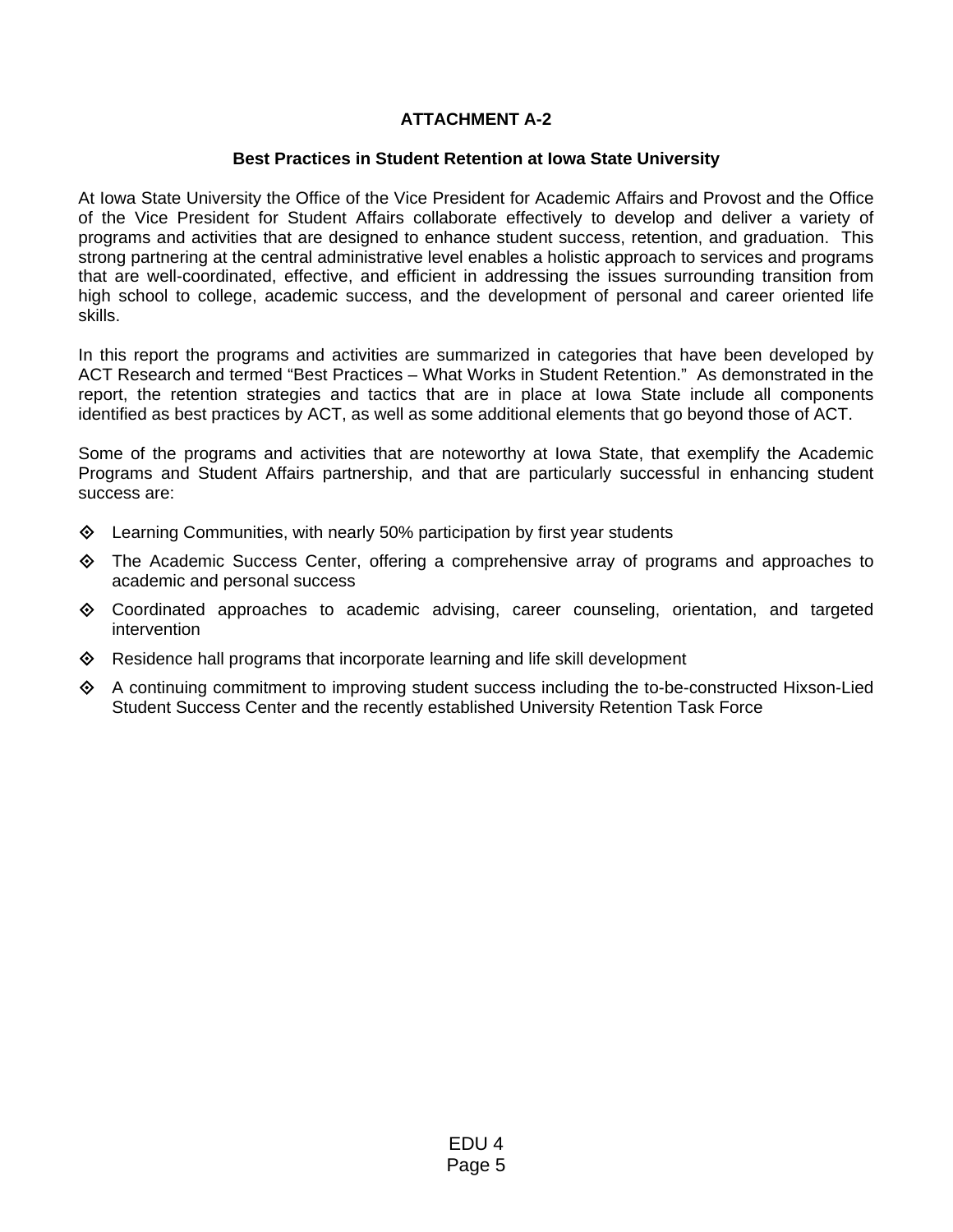# ATTACHMENT A-2

## Best Practices in Student Retention at Iowa State University

At Iowa State University the Office of the Vice President for Academic Affairs and Provost and the Office of the Vice President for Student Affairs collaborate effectively to develop and deliver a variety of programs and activities that are designed to enhance student success, retention, and graduation. This strong partnering at the central administrative level enables a holistic approach to services and programs that are well-coordinated, effective, and efficient in addressing the issues surrounding transition from high school to college, academic success, and the development of personal and career oriented life skills.

In this report the programs and activities are summarized in categories that have been developed by ACT Research and termed "Best Practices – What Works in Student Retention." As demonstrated in the report, the retention strategies and tactics that are in place at Iowa State include all components identified as best practices by ACT, as well as some additional elements that go beyond those of ACT.

Some of the programs and activities that are noteworthy at Iowa State, that exemplify the Academic Programs and Student Affairs partnership, and that are particularly successful in enhancing student success are:

- Learning Communities, with nearly 50% participation by first year students
- The Academic Success Center, offering a comprehensive array of programs and approaches to academic and personal success
- Coordinated approaches to academic advising, career counseling, orientation, and targeted intervention
- Residence hall programs that incorporate learning and life skill development
- A continuing commitment to improving student success including the to-be-constructed Hixson-Lied Student Success Center and the recently established University Retention Task Force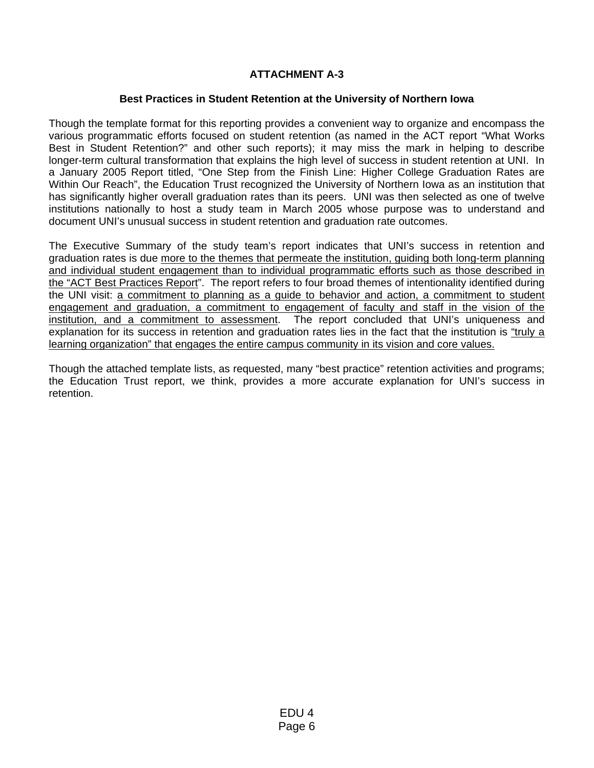## ATTACHMENT A-3

### Best Practices in Student Retention at the University of Northern Iowa

Though the template format for this reporting provides a convenient way to organize and encompass the various programmatic efforts focused on student retention (as named in the ACT report "What Works Best in Student Retention?" and other such reports); it may miss the mark in helping to describe longer-term cultural transformation that explains the high level of success in student retention at UNI. In a January 2005 Report titled, "One Step from the Finish Line: Higher College Graduation Rates are Within Our Reach", the Education Trust recognized the University of Northern Iowa as an institution that has significantly higher overall graduation rates than its peers. UNI was then selected as one of twelve institutions nationally to host a study team in March 2005 whose purpose was to understand and document UNI's unusual success in student retention and graduation rate outcomes.

The Executive Summary of the study team's report indicates that UNI's success in retention and graduation rates is due <u>more to the themes that permeate the institution, guiding both long-term planning and individual student engagement than to individual programmatic efforts such as those described in the "ACT Best Practices Report</u>". The report refers to four broad themes of intentionality identified during the UNI visit: <u>a commitment to planning as a guide to behavior and action, a commitment to student engagement and graduation, a commitment to engagement of faculty and staff in the vision of the institution, and a commitment to assessment</u>. The report concluded that UNI's uniqueness and explanation for its success in retention and graduation rates lies in the fact that the institution is <u>"truly a learning organization" that engages the entire campus community in its vision and core values.</u>

Though the attached template lists, as requested, many "best practice" retention activities and programs; the Education Trust report, we think, provides a more accurate explanation for UNI's success in retention.

EDU 4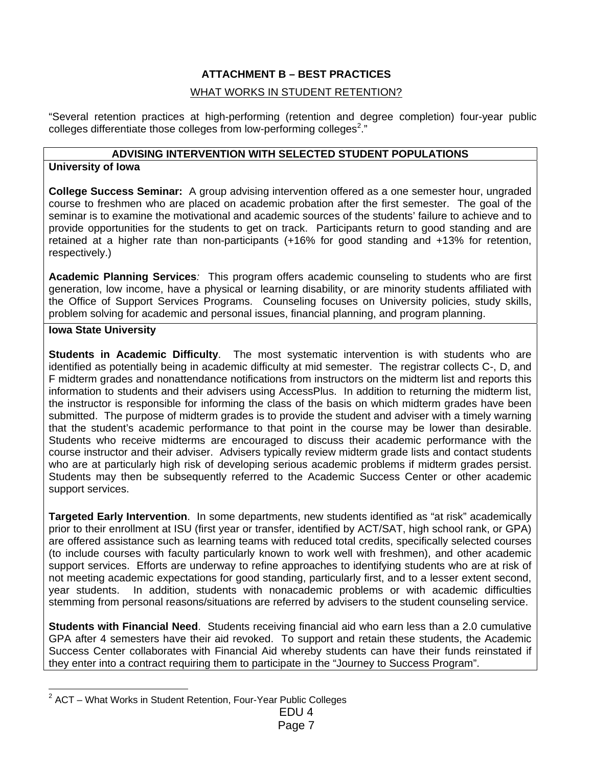## ATTACHMENT B – BEST PRACTICES

### WHAT WORKS IN STUDENT RETENTION?

"Several retention practices at high-performing (retention and degree completion) four-year public colleges differentiate those colleges from low-performing colleges[2]."

### ADVISING INTERVENTION WITH SELECTED STUDENT POPULATIONS

**University of Iowa**

**College Success Seminar:** A group advising intervention offered as a one semester hour, ungraded course to freshmen who are placed on academic probation after the first semester. The goal of the seminar is to examine the motivational and academic sources of the students' failure to achieve and to provide opportunities for the students to get on track. Participants return to good standing and are retained at a higher rate than non-participants (+16% for good standing and +13% for retention, respectively.)

**Academic Planning Services***:* This program offers academic counseling to students who are first generation, low income, have a physical or learning disability, or are minority students affiliated with the Office of Support Services Programs. Counseling focuses on University policies, study skills, problem solving for academic and personal issues, financial planning, and program planning.

**Iowa State University**

**Students in Academic Difficulty**. The most systematic intervention is with students who are identified as potentially being in academic difficulty at mid semester. The registrar collects C-, D, and F midterm grades and nonattendance notifications from instructors on the midterm list and reports this information to students and their advisers using AccessPlus. In addition to returning the midterm list, the instructor is responsible for informing the class of the basis on which midterm grades have been submitted. The purpose of midterm grades is to provide the student and adviser with a timely warning that the student's academic performance to that point in the course may be lower than desirable. Students who receive midterms are encouraged to discuss their academic performance with the course instructor and their adviser. Advisers typically review midterm grade lists and contact students who are at particularly high risk of developing serious academic problems if midterm grades persist. Students may then be subsequently referred to the Academic Success Center or other academic support services.

**Targeted Early Intervention**. In some departments, new students identified as "at risk" academically prior to their enrollment at ISU (first year or transfer, identified by ACT/SAT, high school rank, or GPA) are offered assistance such as learning teams with reduced total credits, specifically selected courses (to include courses with faculty particularly known to work well with freshmen), and other academic support services. Efforts are underway to refine approaches to identifying students who are at risk of not meeting academic expectations for good standing, particularly first, and to a lesser extent second, year students. In addition, students with nonacademic problems or with academic difficulties stemming from personal reasons/situations are referred by advisers to the student counseling service.

**Students with Financial Need**. Students receiving financial aid who earn less than a 2.0 cumulative GPA after 4 semesters have their aid revoked. To support and retain these students, the Academic Success Center collaborates with Financial Aid whereby students can have their funds reinstated if they enter into a contract requiring them to participate in the "Journey to Success Program".

---

[2] ACT – What Works in Student Retention, Four-Year Public Colleges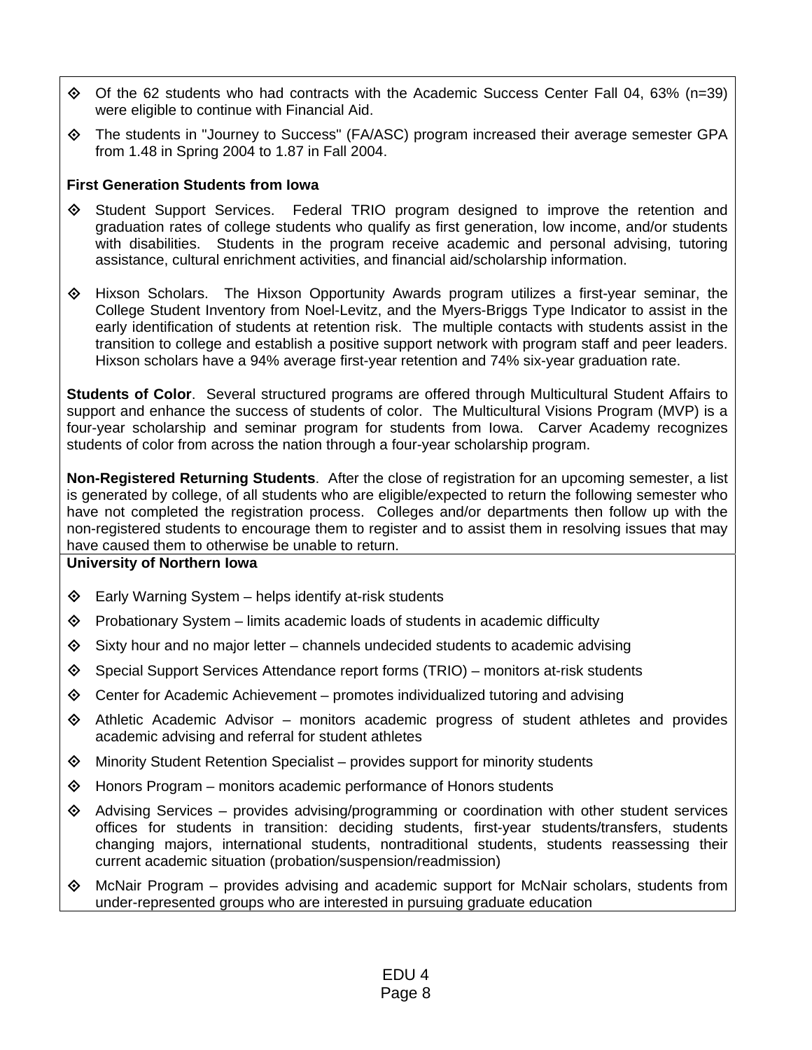- Of the 62 students who had contracts with the Academic Success Center Fall 04, 63% (n=39) were eligible to continue with Financial Aid.
- The students in "Journey to Success" (FA/ASC) program increased their average semester GPA from 1.48 in Spring 2004 to 1.87 in Fall 2004.

**First Generation Students from Iowa**

- Student Support Services. Federal TRIO program designed to improve the retention and graduation rates of college students who qualify as first generation, low income, and/or students with disabilities. Students in the program receive academic and personal advising, tutoring assistance, cultural enrichment activities, and financial aid/scholarship information.
- Hixson Scholars. The Hixson Opportunity Awards program utilizes a first-year seminar, the College Student Inventory from Noel-Levitz, and the Myers-Briggs Type Indicator to assist in the early identification of students at retention risk. The multiple contacts with students assist in the transition to college and establish a positive support network with program staff and peer leaders. Hixson scholars have a 94% average first-year retention and 74% six-year graduation rate.

**Students of Color**. Several structured programs are offered through Multicultural Student Affairs to support and enhance the success of students of color. The Multicultural Visions Program (MVP) is a four-year scholarship and seminar program for students from Iowa. Carver Academy recognizes students of color from across the nation through a four-year scholarship program.

**Non-Registered Returning Students**. After the close of registration for an upcoming semester, a list is generated by college, of all students who are eligible/expected to return the following semester who have not completed the registration process. Colleges and/or departments then follow up with the non-registered students to encourage them to register and to assist them in resolving issues that may have caused them to otherwise be unable to return.

**University of Northern Iowa**

- Early Warning System – helps identify at-risk students
- Probationary System – limits academic loads of students in academic difficulty
- Sixty hour and no major letter – channels undecided students to academic advising
- Special Support Services Attendance report forms (TRIO) – monitors at-risk students
- Center for Academic Achievement – promotes individualized tutoring and advising
- Athletic Academic Advisor – monitors academic progress of student athletes and provides academic advising and referral for student athletes
- Minority Student Retention Specialist – provides support for minority students
- Honors Program – monitors academic performance of Honors students
- Advising Services – provides advising/programming or coordination with other student services offices for students in transition: deciding students, first-year students/transfers, students changing majors, international students, nontraditional students, students reassessing their current academic situation (probation/suspension/readmission)
- McNair Program – provides advising and academic support for McNair scholars, students from under-represented groups who are interested in pursuing graduate education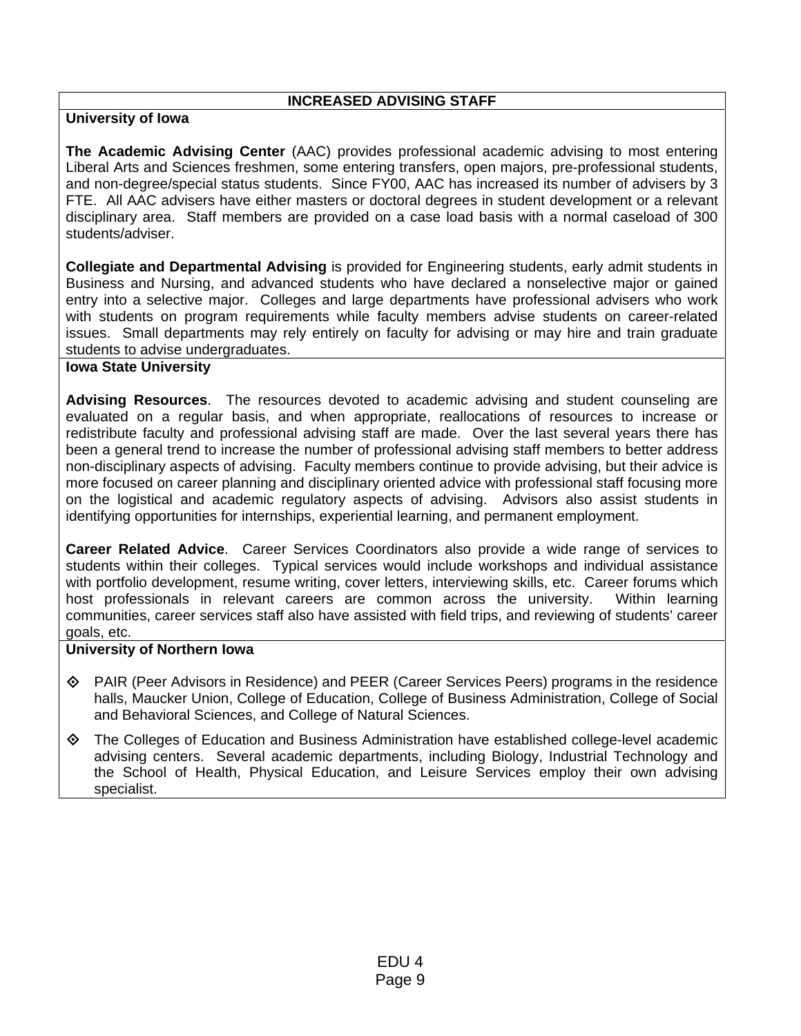## INCREASED ADVISING STAFF

### University of Iowa

**The Academic Advising Center** (AAC) provides professional academic advising to most entering Liberal Arts and Sciences freshmen, some entering transfers, open majors, pre-professional students, and non-degree/special status students. Since FY00, AAC has increased its number of advisers by 3 FTE. All AAC advisers have either masters or doctoral degrees in student development or a relevant disciplinary area. Staff members are provided on a case load basis with a normal caseload of 300 students/adviser.

**Collegiate and Departmental Advising** is provided for Engineering students, early admit students in Business and Nursing, and advanced students who have declared a nonselective major or gained entry into a selective major. Colleges and large departments have professional advisers who work with students on program requirements while faculty members advise students on career-related issues. Small departments may rely entirely on faculty for advising or may hire and train graduate students to advise undergraduates.

### Iowa State University

**Advising Resources**. The resources devoted to academic advising and student counseling are evaluated on a regular basis, and when appropriate, reallocations of resources to increase or redistribute faculty and professional advising staff are made. Over the last several years there has been a general trend to increase the number of professional advising staff members to better address non-disciplinary aspects of advising. Faculty members continue to provide advising, but their advice is more focused on career planning and disciplinary oriented advice with professional staff focusing more on the logistical and academic regulatory aspects of advising. Advisors also assist students in identifying opportunities for internships, experiential learning, and permanent employment.

**Career Related Advice**. Career Services Coordinators also provide a wide range of services to students within their colleges. Typical services would include workshops and individual assistance with portfolio development, resume writing, cover letters, interviewing skills, etc. Career forums which host professionals in relevant careers are common across the university. Within learning communities, career services staff also have assisted with field trips, and reviewing of students' career goals, etc.

### University of Northern Iowa

- PAIR (Peer Advisors in Residence) and PEER (Career Services Peers) programs in the residence halls, Maucker Union, College of Education, College of Business Administration, College of Social and Behavioral Sciences, and College of Natural Sciences.
- The Colleges of Education and Business Administration have established college-level academic advising centers. Several academic departments, including Biology, Industrial Technology and the School of Health, Physical Education, and Leisure Services employ their own advising specialist.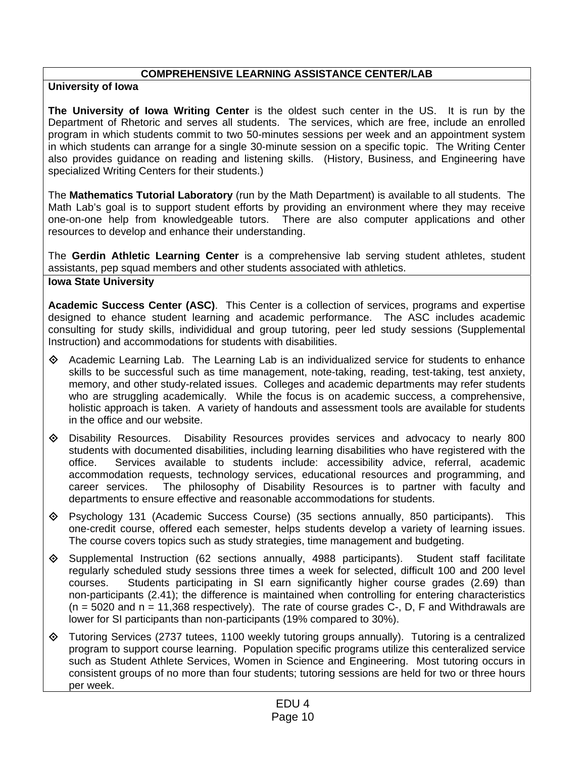## COMPREHENSIVE LEARNING ASSISTANCE CENTER/LAB

**University of Iowa**

**The University of Iowa Writing Center** is the oldest such center in the US. It is run by the Department of Rhetoric and serves all students. The services, which are free, include an enrolled program in which students commit to two 50-minutes sessions per week and an appointment system in which students can arrange for a single 30-minute session on a specific topic. The Writing Center also provides guidance on reading and listening skills. (History, Business, and Engineering have specialized Writing Centers for their students.)

The **Mathematics Tutorial Laboratory** (run by the Math Department) is available to all students. The Math Lab's goal is to support student efforts by providing an environment where they may receive one-on-one help from knowledgeable tutors. There are also computer applications and other resources to develop and enhance their understanding.

The **Gerdin Athletic Learning Center** is a comprehensive lab serving student athletes, student assistants, pep squad members and other students associated with athletics.

**Iowa State University**

**Academic Success Center (ASC)**. This Center is a collection of services, programs and expertise designed to ehance student learning and academic performance. The ASC includes academic consulting for study skills, individidual and group tutoring, peer led study sessions (Supplemental Instruction) and accommodations for students with disabilities.

- Academic Learning Lab. The Learning Lab is an individualized service for students to enhance skills to be successful such as time management, note-taking, reading, test-taking, test anxiety, memory, and other study-related issues. Colleges and academic departments may refer students who are struggling academically. While the focus is on academic success, a comprehensive, holistic approach is taken. A variety of handouts and assessment tools are available for students in the office and our website.
- Disability Resources. Disability Resources provides services and advocacy to nearly 800 students with documented disabilities, including learning disabilities who have registered with the office. Services available to students include: accessibility advice, referral, academic accommodation requests, technology services, educational resources and programming, and career services. The philosophy of Disability Resources is to partner with faculty and departments to ensure effective and reasonable accommodations for students.
- Psychology 131 (Academic Success Course) (35 sections annually, 850 participants). This one-credit course, offered each semester, helps students develop a variety of learning issues. The course covers topics such as study strategies, time management and budgeting.
- Supplemental Instruction (62 sections annually, 4988 participants). Student staff facilitate regularly scheduled study sessions three times a week for selected, difficult 100 and 200 level courses. Students participating in SI earn significantly higher course grades (2.69) than non-participants (2.41); the difference is maintained when controlling for entering characteristics (n = 5020 and n = 11,368 respectively). The rate of course grades C-, D, F and Withdrawals are lower for SI participants than non-participants (19% compared to 30%).
- Tutoring Services (2737 tutees, 1100 weekly tutoring groups annually). Tutoring is a centralized program to support course learning. Population specific programs utilize this centeralized service such as Student Athlete Services, Women in Science and Engineering. Most tutoring occurs in consistent groups of no more than four students; tutoring sessions are held for two or three hours per week.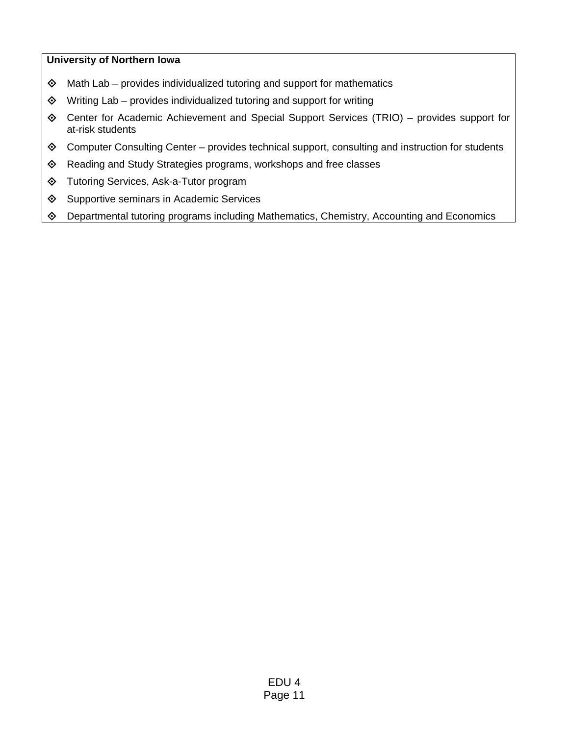**University of Northern Iowa**

- Math Lab – provides individualized tutoring and support for mathematics
- Writing Lab – provides individualized tutoring and support for writing
- Center for Academic Achievement and Special Support Services (TRIO) – provides support for at-risk students
- Computer Consulting Center – provides technical support, consulting and instruction for students
- Reading and Study Strategies programs, workshops and free classes
- Tutoring Services, Ask-a-Tutor program
- Supportive seminars in Academic Services
- Departmental tutoring programs including Mathematics, Chemistry, Accounting and Economics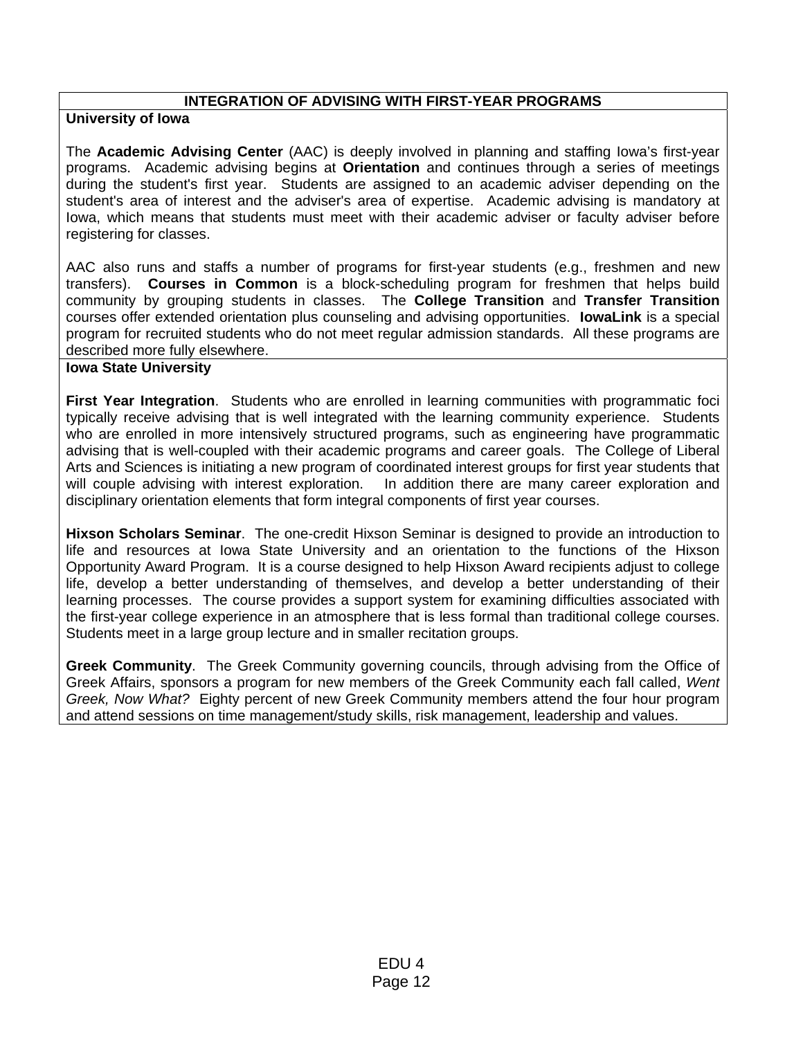## INTEGRATION OF ADVISING WITH FIRST-YEAR PROGRAMS

### University of Iowa

The **Academic Advising Center** (AAC) is deeply involved in planning and staffing Iowa's first-year programs. Academic advising begins at **Orientation** and continues through a series of meetings during the student's first year. Students are assigned to an academic adviser depending on the student's area of interest and the adviser's area of expertise. Academic advising is mandatory at Iowa, which means that students must meet with their academic adviser or faculty adviser before registering for classes.

AAC also runs and staffs a number of programs for first-year students (e.g., freshmen and new transfers). **Courses in Common** is a block-scheduling program for freshmen that helps build community by grouping students in classes. The **College Transition** and **Transfer Transition** courses offer extended orientation plus counseling and advising opportunities. **IowaLink** is a special program for recruited students who do not meet regular admission standards. All these programs are described more fully elsewhere.

### Iowa State University

**First Year Integration**. Students who are enrolled in learning communities with programmatic foci typically receive advising that is well integrated with the learning community experience. Students who are enrolled in more intensively structured programs, such as engineering have programmatic advising that is well-coupled with their academic programs and career goals. The College of Liberal Arts and Sciences is initiating a new program of coordinated interest groups for first year students that will couple advising with interest exploration. In addition there are many career exploration and disciplinary orientation elements that form integral components of first year courses.

**Hixson Scholars Seminar**. The one-credit Hixson Seminar is designed to provide an introduction to life and resources at Iowa State University and an orientation to the functions of the Hixson Opportunity Award Program. It is a course designed to help Hixson Award recipients adjust to college life, develop a better understanding of themselves, and develop a better understanding of their learning processes. The course provides a support system for examining difficulties associated with the first-year college experience in an atmosphere that is less formal than traditional college courses. Students meet in a large group lecture and in smaller recitation groups.

**Greek Community**. The Greek Community governing councils, through advising from the Office of Greek Affairs, sponsors a program for new members of the Greek Community each fall called, *Went Greek, Now What?* Eighty percent of new Greek Community members attend the four hour program and attend sessions on time management/study skills, risk management, leadership and values.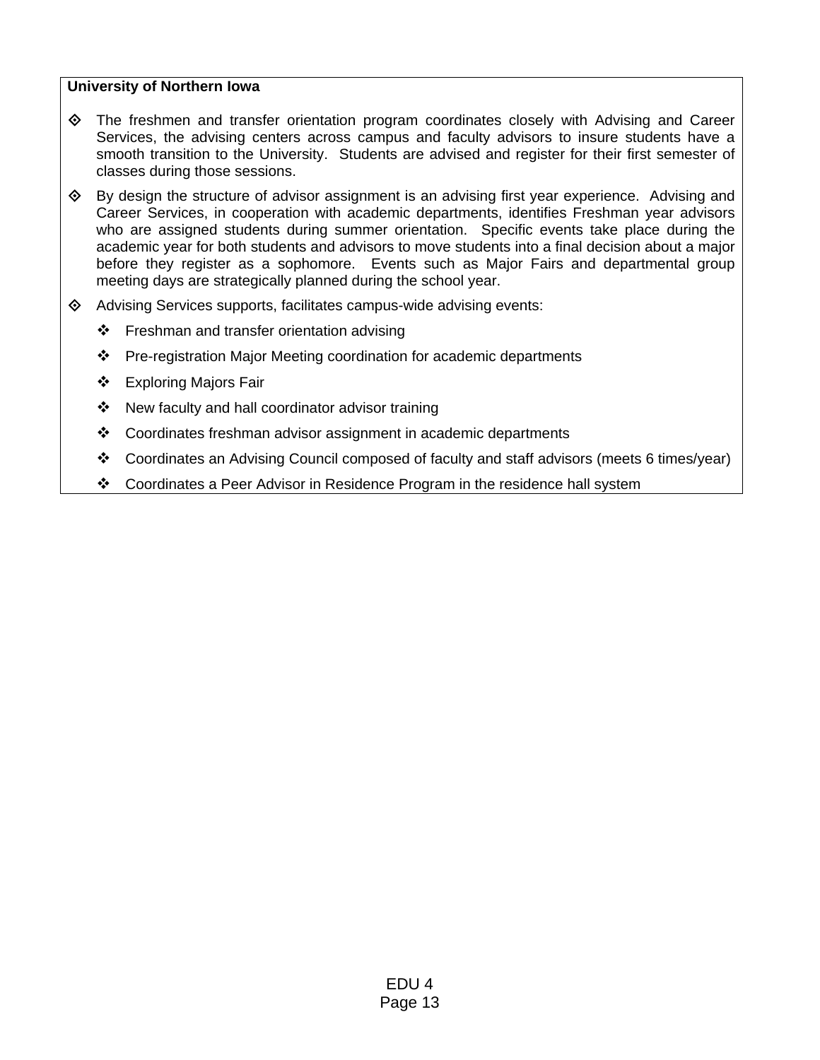**University of Northern Iowa**

- The freshmen and transfer orientation program coordinates closely with Advising and Career Services, the advising centers across campus and faculty advisors to insure students have a smooth transition to the University. Students are advised and register for their first semester of classes during those sessions.
- By design the structure of advisor assignment is an advising first year experience. Advising and Career Services, in cooperation with academic departments, identifies Freshman year advisors who are assigned students during summer orientation. Specific events take place during the academic year for both students and advisors to move students into a final decision about a major before they register as a sophomore. Events such as Major Fairs and departmental group meeting days are strategically planned during the school year.
- Advising Services supports, facilitates campus-wide advising events:
  - Freshman and transfer orientation advising
  - Pre-registration Major Meeting coordination for academic departments
  - Exploring Majors Fair
  - New faculty and hall coordinator advisor training
  - Coordinates freshman advisor assignment in academic departments
  - Coordinates an Advising Council composed of faculty and staff advisors (meets 6 times/year)
  - Coordinates a Peer Advisor in Residence Program in the residence hall system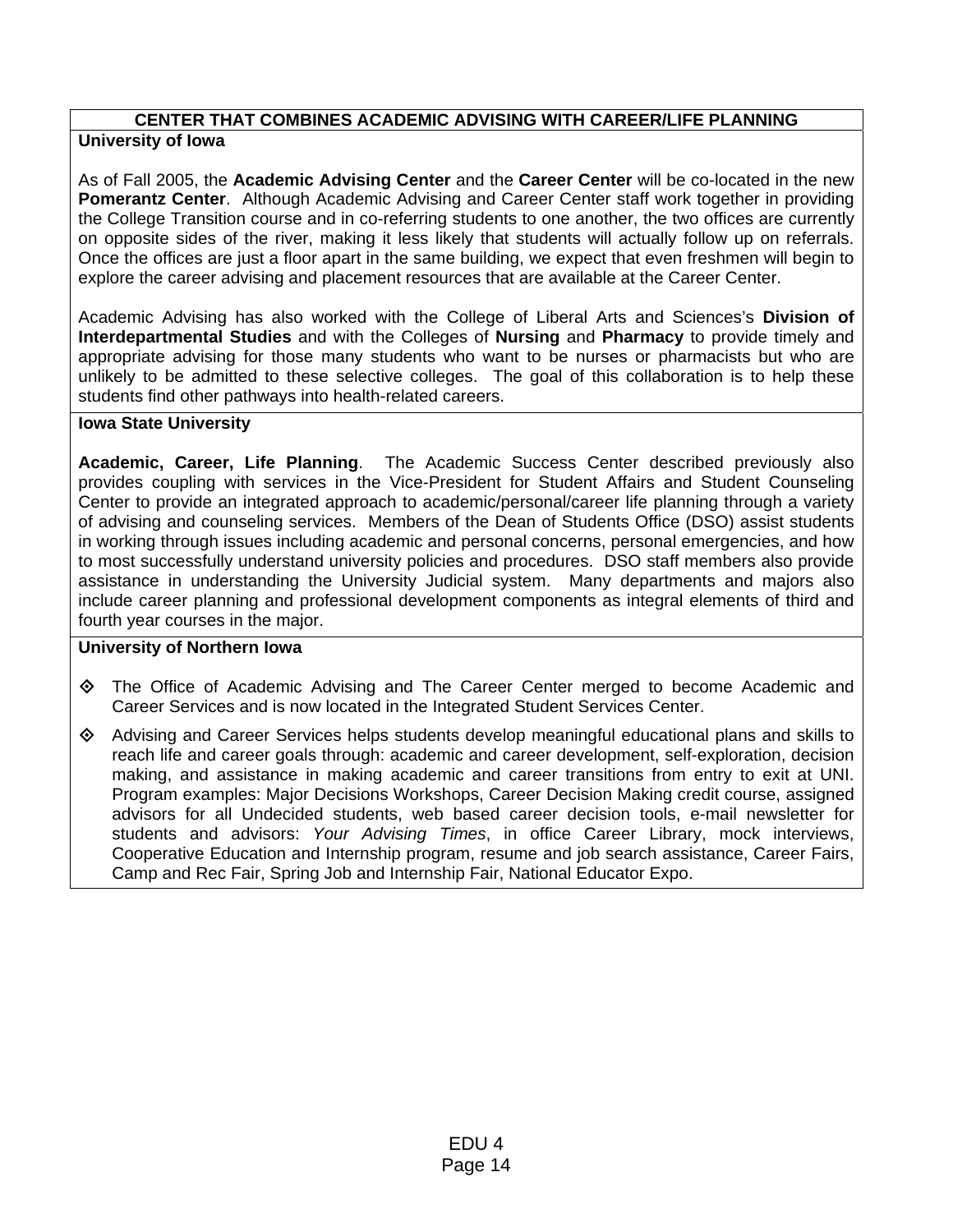## CENTER THAT COMBINES ACADEMIC ADVISING WITH CAREER/LIFE PLANNING

### University of Iowa

As of Fall 2005, the **Academic Advising Center** and the **Career Center** will be co-located in the new **Pomerantz Center**. Although Academic Advising and Career Center staff work together in providing the College Transition course and in co-referring students to one another, the two offices are currently on opposite sides of the river, making it less likely that students will actually follow up on referrals. Once the offices are just a floor apart in the same building, we expect that even freshmen will begin to explore the career advising and placement resources that are available at the Career Center.

Academic Advising has also worked with the College of Liberal Arts and Sciences's **Division of Interdepartmental Studies** and with the Colleges of **Nursing** and **Pharmacy** to provide timely and appropriate advising for those many students who want to be nurses or pharmacists but who are unlikely to be admitted to these selective colleges. The goal of this collaboration is to help these students find other pathways into health-related careers.

### Iowa State University

**Academic, Career, Life Planning**. The Academic Success Center described previously also provides coupling with services in the Vice-President for Student Affairs and Student Counseling Center to provide an integrated approach to academic/personal/career life planning through a variety of advising and counseling services. Members of the Dean of Students Office (DSO) assist students in working through issues including academic and personal concerns, personal emergencies, and how to most successfully understand university policies and procedures. DSO staff members also provide assistance in understanding the University Judicial system. Many departments and majors also include career planning and professional development components as integral elements of third and fourth year courses in the major.

### University of Northern Iowa

- The Office of Academic Advising and The Career Center merged to become Academic and Career Services and is now located in the Integrated Student Services Center.
- Advising and Career Services helps students develop meaningful educational plans and skills to reach life and career goals through: academic and career development, self-exploration, decision making, and assistance in making academic and career transitions from entry to exit at UNI. Program examples: Major Decisions Workshops, Career Decision Making credit course, assigned advisors for all Undecided students, web based career decision tools, e-mail newsletter for students and advisors: *Your Advising Times*, in office Career Library, mock interviews, Cooperative Education and Internship program, resume and job search assistance, Career Fairs, Camp and Rec Fair, Spring Job and Internship Fair, National Educator Expo.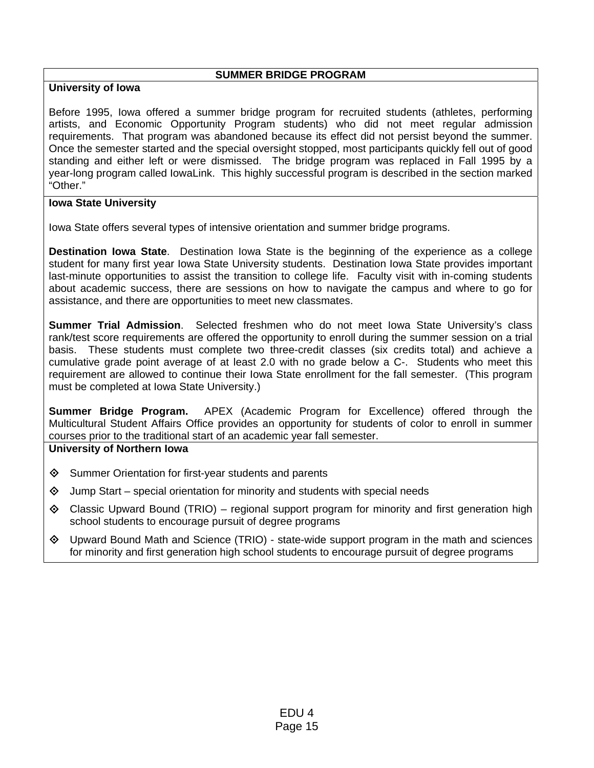## SUMMER BRIDGE PROGRAM

### University of Iowa

Before 1995, Iowa offered a summer bridge program for recruited students (athletes, performing artists, and Economic Opportunity Program students) who did not meet regular admission requirements. That program was abandoned because its effect did not persist beyond the summer. Once the semester started and the special oversight stopped, most participants quickly fell out of good standing and either left or were dismissed. The bridge program was replaced in Fall 1995 by a year-long program called IowaLink. This highly successful program is described in the section marked "Other."

### Iowa State University

Iowa State offers several types of intensive orientation and summer bridge programs.

**Destination Iowa State**. Destination Iowa State is the beginning of the experience as a college student for many first year Iowa State University students. Destination Iowa State provides important last-minute opportunities to assist the transition to college life. Faculty visit with in-coming students about academic success, there are sessions on how to navigate the campus and where to go for assistance, and there are opportunities to meet new classmates.

**Summer Trial Admission**. Selected freshmen who do not meet Iowa State University's class rank/test score requirements are offered the opportunity to enroll during the summer session on a trial basis. These students must complete two three-credit classes (six credits total) and achieve a cumulative grade point average of at least 2.0 with no grade below a C-. Students who meet this requirement are allowed to continue their Iowa State enrollment for the fall semester. (This program must be completed at Iowa State University.)

**Summer Bridge Program.** APEX (Academic Program for Excellence) offered through the Multicultural Student Affairs Office provides an opportunity for students of color to enroll in summer courses prior to the traditional start of an academic year fall semester.

### University of Northern Iowa

- Summer Orientation for first-year students and parents
- Jump Start – special orientation for minority and students with special needs
- Classic Upward Bound (TRIO) – regional support program for minority and first generation high school students to encourage pursuit of degree programs
- Upward Bound Math and Science (TRIO) - state-wide support program in the math and sciences for minority and first generation high school students to encourage pursuit of degree programs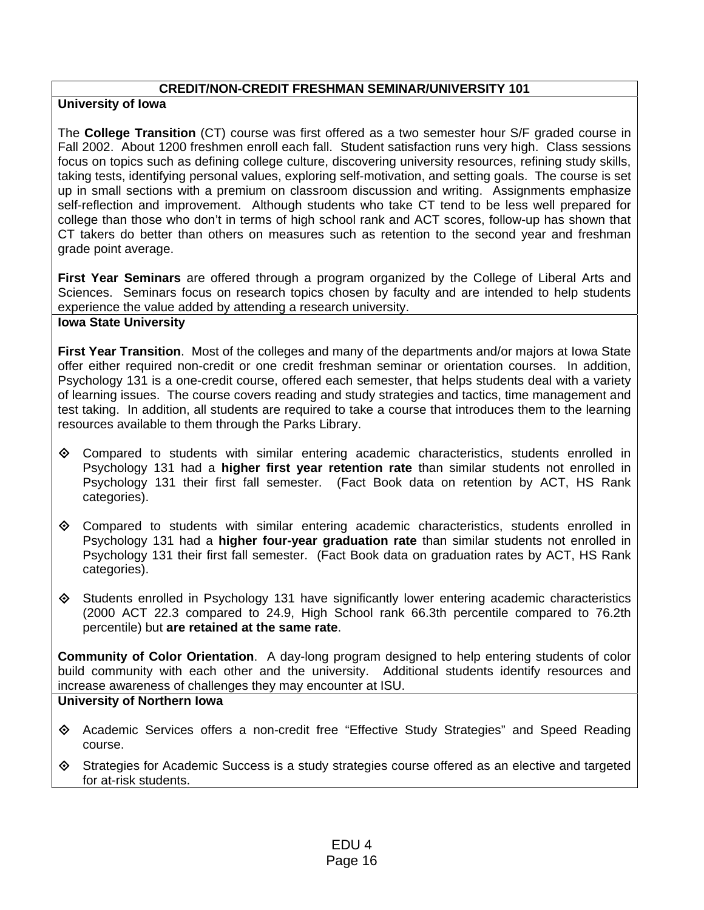## CREDIT/NON-CREDIT FRESHMAN SEMINAR/UNIVERSITY 101

### University of Iowa

The **College Transition** (CT) course was first offered as a two semester hour S/F graded course in Fall 2002. About 1200 freshmen enroll each fall. Student satisfaction runs very high. Class sessions focus on topics such as defining college culture, discovering university resources, refining study skills, taking tests, identifying personal values, exploring self-motivation, and setting goals. The course is set up in small sections with a premium on classroom discussion and writing. Assignments emphasize self-reflection and improvement. Although students who take CT tend to be less well prepared for college than those who don't in terms of high school rank and ACT scores, follow-up has shown that CT takers do better than others on measures such as retention to the second year and freshman grade point average.

**First Year Seminars** are offered through a program organized by the College of Liberal Arts and Sciences. Seminars focus on research topics chosen by faculty and are intended to help students experience the value added by attending a research university.

### Iowa State University

**First Year Transition**. Most of the colleges and many of the departments and/or majors at Iowa State offer either required non-credit or one credit freshman seminar or orientation courses. In addition, Psychology 131 is a one-credit course, offered each semester, that helps students deal with a variety of learning issues. The course covers reading and study strategies and tactics, time management and test taking. In addition, all students are required to take a course that introduces them to the learning resources available to them through the Parks Library.

- Compared to students with similar entering academic characteristics, students enrolled in Psychology 131 had a **higher first year retention rate** than similar students not enrolled in Psychology 131 their first fall semester. (Fact Book data on retention by ACT, HS Rank categories).

- Compared to students with similar entering academic characteristics, students enrolled in Psychology 131 had a **higher four-year graduation rate** than similar students not enrolled in Psychology 131 their first fall semester. (Fact Book data on graduation rates by ACT, HS Rank categories).

- Students enrolled in Psychology 131 have significantly lower entering academic characteristics (2000 ACT 22.3 compared to 24.9, High School rank 66.3th percentile compared to 76.2th percentile) but **are retained at the same rate**.

**Community of Color Orientation**. A day-long program designed to help entering students of color build community with each other and the university. Additional students identify resources and increase awareness of challenges they may encounter at ISU.

### University of Northern Iowa

- Academic Services offers a non-credit free "Effective Study Strategies" and Speed Reading course.
- Strategies for Academic Success is a study strategies course offered as an elective and targeted for at-risk students.

EDU 4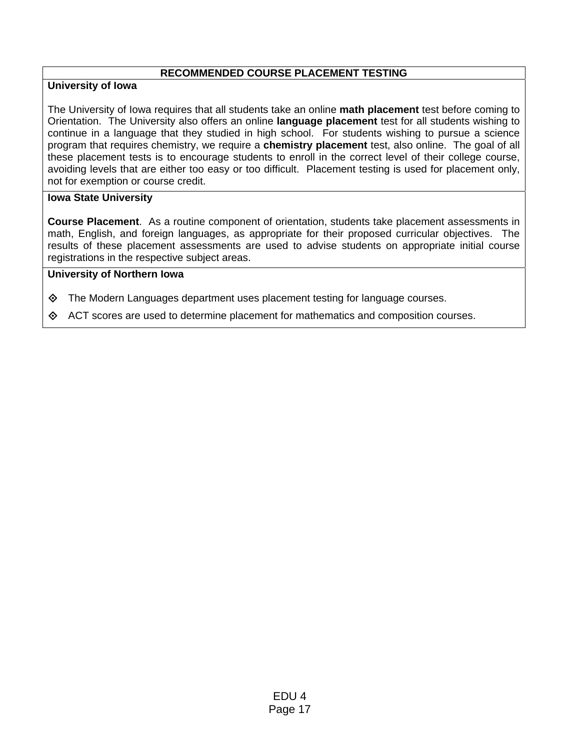## RECOMMENDED COURSE PLACEMENT TESTING

**University of Iowa**

The University of Iowa requires that all students take an online **math placement** test before coming to Orientation. The University also offers an online **language placement** test for all students wishing to continue in a language that they studied in high school. For students wishing to pursue a science program that requires chemistry, we require a **chemistry placement** test, also online. The goal of all these placement tests is to encourage students to enroll in the correct level of their college course, avoiding levels that are either too easy or too difficult. Placement testing is used for placement only, not for exemption or course credit.

**Iowa State University**

**Course Placement**. As a routine component of orientation, students take placement assessments in math, English, and foreign languages, as appropriate for their proposed curricular objectives. The results of these placement assessments are used to advise students on appropriate initial course registrations in the respective subject areas.

**University of Northern Iowa**

- The Modern Languages department uses placement testing for language courses.
- ACT scores are used to determine placement for mathematics and composition courses.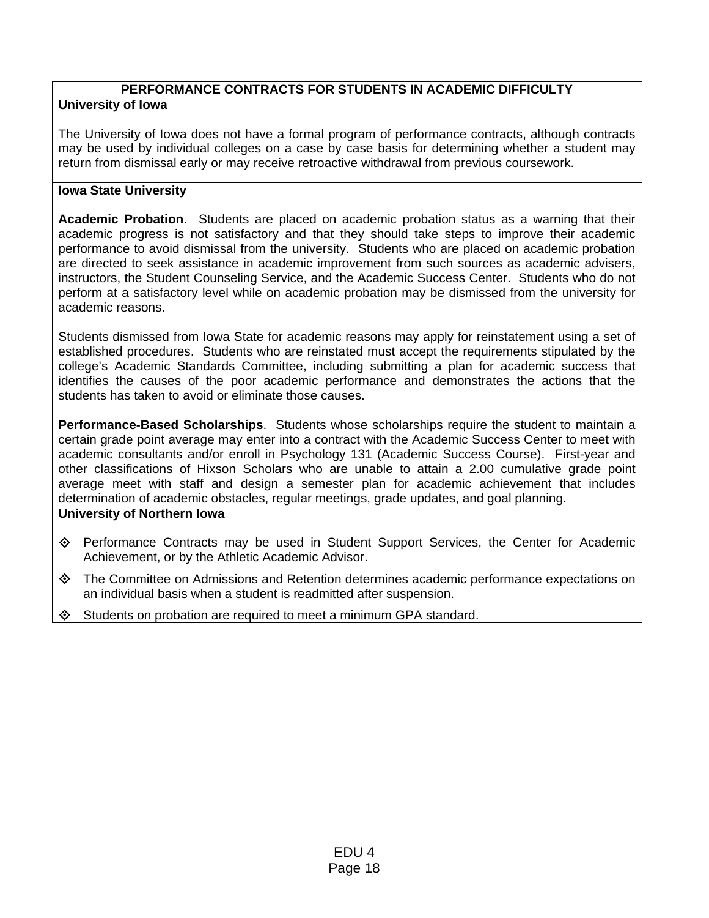## PERFORMANCE CONTRACTS FOR STUDENTS IN ACADEMIC DIFFICULTY

### University of Iowa

The University of Iowa does not have a formal program of performance contracts, although contracts may be used by individual colleges on a case by case basis for determining whether a student may return from dismissal early or may receive retroactive withdrawal from previous coursework.

### Iowa State University

**Academic Probation**. Students are placed on academic probation status as a warning that their academic progress is not satisfactory and that they should take steps to improve their academic performance to avoid dismissal from the university. Students who are placed on academic probation are directed to seek assistance in academic improvement from such sources as academic advisers, instructors, the Student Counseling Service, and the Academic Success Center. Students who do not perform at a satisfactory level while on academic probation may be dismissed from the university for academic reasons.

Students dismissed from Iowa State for academic reasons may apply for reinstatement using a set of established procedures. Students who are reinstated must accept the requirements stipulated by the college's Academic Standards Committee, including submitting a plan for academic success that identifies the causes of the poor academic performance and demonstrates the actions that the students has taken to avoid or eliminate those causes.

**Performance-Based Scholarships**. Students whose scholarships require the student to maintain a certain grade point average may enter into a contract with the Academic Success Center to meet with academic consultants and/or enroll in Psychology 131 (Academic Success Course). First-year and other classifications of Hixson Scholars who are unable to attain a 2.00 cumulative grade point average meet with staff and design a semester plan for academic achievement that includes determination of academic obstacles, regular meetings, grade updates, and goal planning.

### University of Northern Iowa

- Performance Contracts may be used in Student Support Services, the Center for Academic Achievement, or by the Athletic Academic Advisor.
- The Committee on Admissions and Retention determines academic performance expectations on an individual basis when a student is readmitted after suspension.
- Students on probation are required to meet a minimum GPA standard.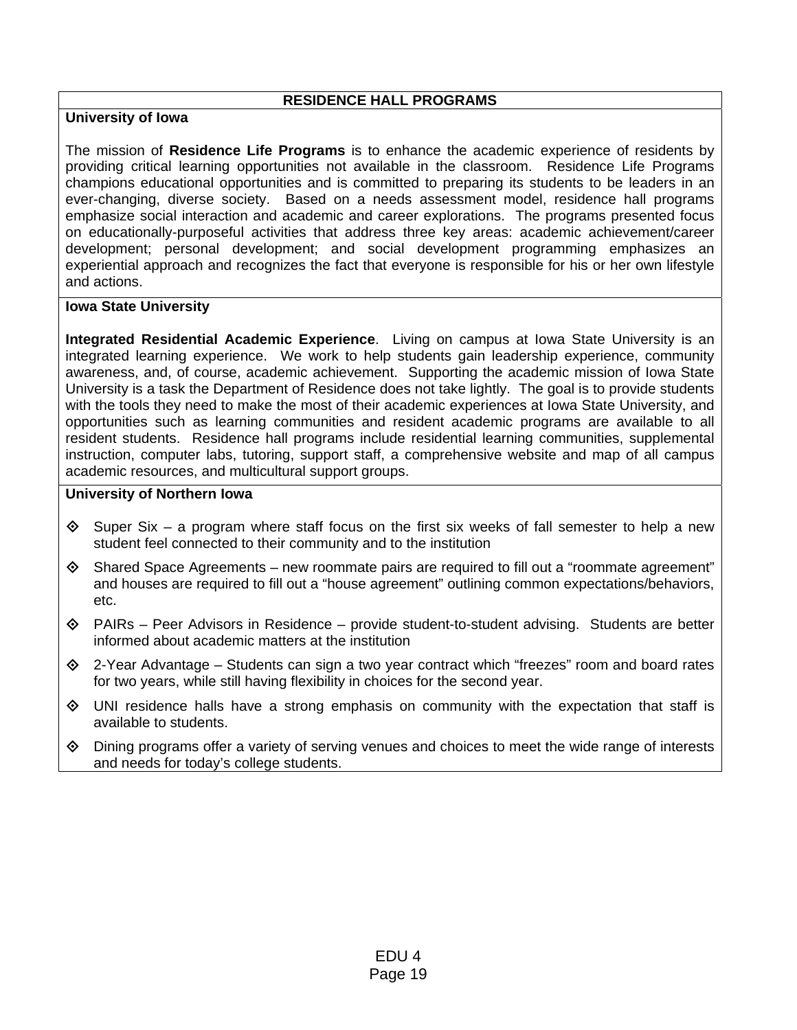## RESIDENCE HALL PROGRAMS

**University of Iowa**

The mission of **Residence Life Programs** is to enhance the academic experience of residents by providing critical learning opportunities not available in the classroom. Residence Life Programs champions educational opportunities and is committed to preparing its students to be leaders in an ever-changing, diverse society. Based on a needs assessment model, residence hall programs emphasize social interaction and academic and career explorations. The programs presented focus on educationally-purposeful activities that address three key areas: academic achievement/career development; personal development; and social development programming emphasizes an experiential approach and recognizes the fact that everyone is responsible for his or her own lifestyle and actions.

**Iowa State University**

**Integrated Residential Academic Experience**. Living on campus at Iowa State University is an integrated learning experience. We work to help students gain leadership experience, community awareness, and, of course, academic achievement. Supporting the academic mission of Iowa State University is a task the Department of Residence does not take lightly. The goal is to provide students with the tools they need to make the most of their academic experiences at Iowa State University, and opportunities such as learning communities and resident academic programs are available to all resident students. Residence hall programs include residential learning communities, supplemental instruction, computer labs, tutoring, support staff, a comprehensive website and map of all campus academic resources, and multicultural support groups.

**University of Northern Iowa**

- Super Six – a program where staff focus on the first six weeks of fall semester to help a new student feel connected to their community and to the institution
- Shared Space Agreements – new roommate pairs are required to fill out a "roommate agreement" and houses are required to fill out a "house agreement" outlining common expectations/behaviors, etc.
- PAIRs – Peer Advisors in Residence – provide student-to-student advising. Students are better informed about academic matters at the institution
- 2-Year Advantage – Students can sign a two year contract which "freezes" room and board rates for two years, while still having flexibility in choices for the second year.
- UNI residence halls have a strong emphasis on community with the expectation that staff is available to students.
- Dining programs offer a variety of serving venues and choices to meet the wide range of interests and needs for today's college students.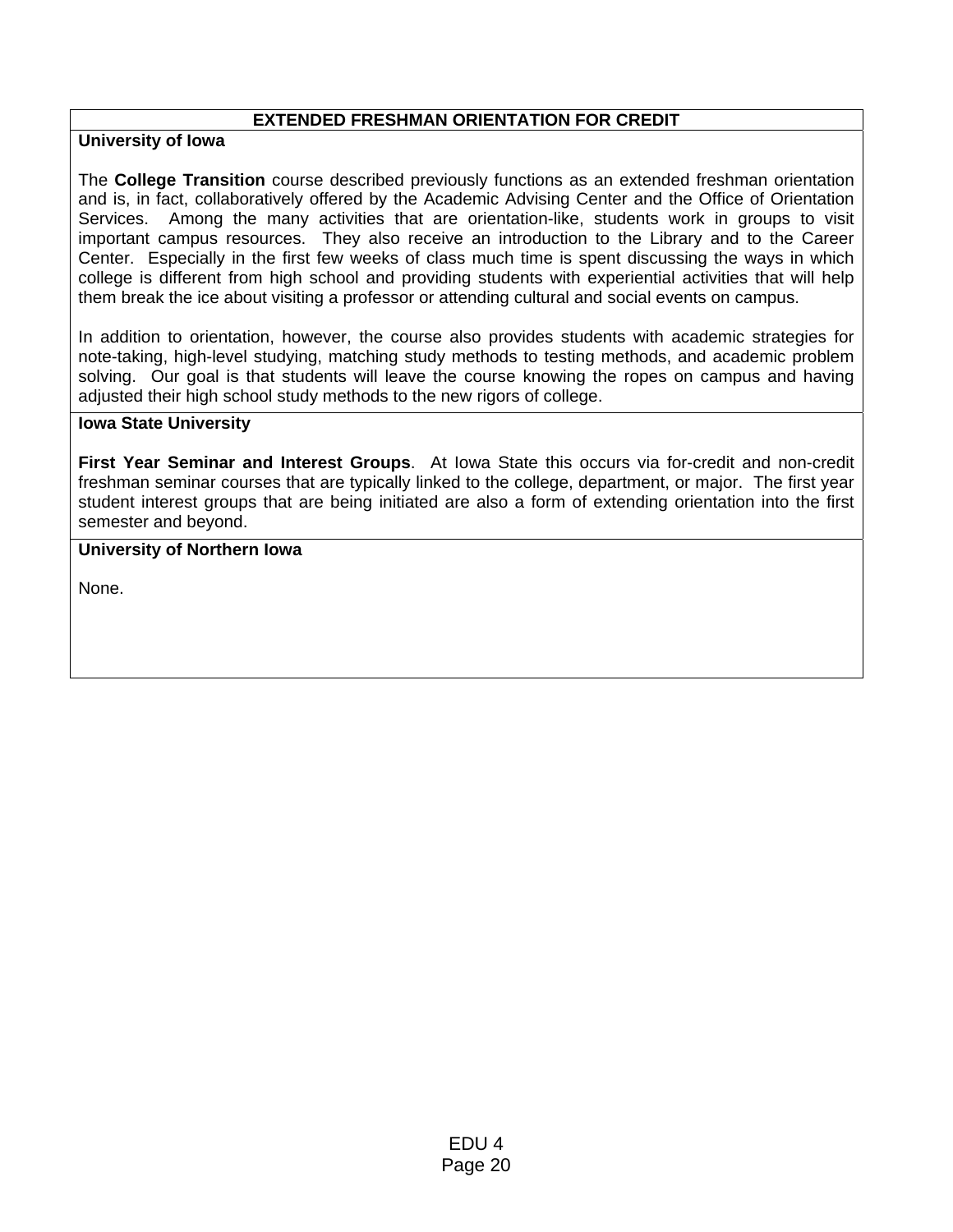## EXTENDED FRESHMAN ORIENTATION FOR CREDIT

**University of Iowa**

The **College Transition** course described previously functions as an extended freshman orientation and is, in fact, collaboratively offered by the Academic Advising Center and the Office of Orientation Services. Among the many activities that are orientation-like, students work in groups to visit important campus resources. They also receive an introduction to the Library and to the Career Center. Especially in the first few weeks of class much time is spent discussing the ways in which college is different from high school and providing students with experiential activities that will help them break the ice about visiting a professor or attending cultural and social events on campus.

In addition to orientation, however, the course also provides students with academic strategies for note-taking, high-level studying, matching study methods to testing methods, and academic problem solving. Our goal is that students will leave the course knowing the ropes on campus and having adjusted their high school study methods to the new rigors of college.

**Iowa State University**

**First Year Seminar and Interest Groups**. At Iowa State this occurs via for-credit and non-credit freshman seminar courses that are typically linked to the college, department, or major. The first year student interest groups that are being initiated are also a form of extending orientation into the first semester and beyond.

**University of Northern Iowa**

None.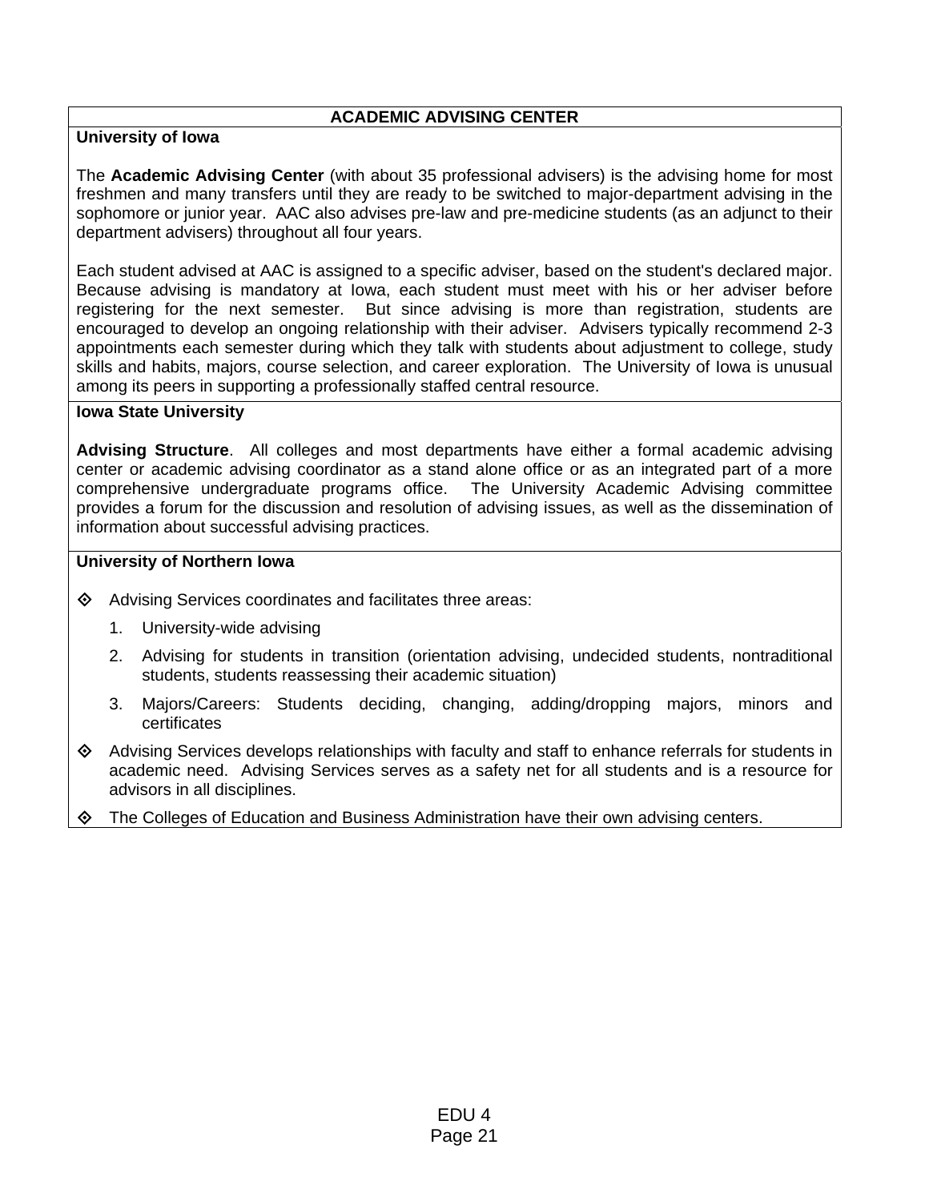## ACADEMIC ADVISING CENTER

**University of Iowa**

The **Academic Advising Center** (with about 35 professional advisers) is the advising home for most freshmen and many transfers until they are ready to be switched to major-department advising in the sophomore or junior year. AAC also advises pre-law and pre-medicine students (as an adjunct to their department advisers) throughout all four years.

Each student advised at AAC is assigned to a specific adviser, based on the student's declared major. Because advising is mandatory at Iowa, each student must meet with his or her adviser before registering for the next semester. But since advising is more than registration, students are encouraged to develop an ongoing relationship with their adviser. Advisers typically recommend 2-3 appointments each semester during which they talk with students about adjustment to college, study skills and habits, majors, course selection, and career exploration. The University of Iowa is unusual among its peers in supporting a professionally staffed central resource.

**Iowa State University**

**Advising Structure**. All colleges and most departments have either a formal academic advising center or academic advising coordinator as a stand alone office or as an integrated part of a more comprehensive undergraduate programs office. The University Academic Advising committee provides a forum for the discussion and resolution of advising issues, as well as the dissemination of information about successful advising practices.

**University of Northern Iowa**

- Advising Services coordinates and facilitates three areas:
  1. University-wide advising
  2. Advising for students in transition (orientation advising, undecided students, nontraditional students, students reassessing their academic situation)
  3. Majors/Careers: Students deciding, changing, adding/dropping majors, minors and certificates
- Advising Services develops relationships with faculty and staff to enhance referrals for students in academic need. Advising Services serves as a safety net for all students and is a resource for advisors in all disciplines.
- The Colleges of Education and Business Administration have their own advising centers.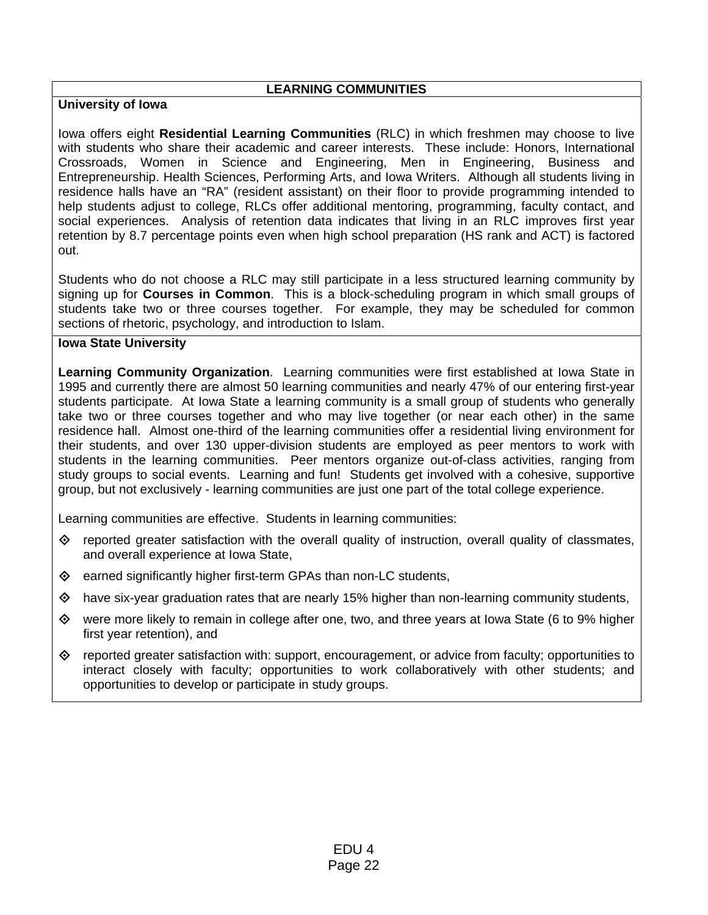## LEARNING COMMUNITIES

### University of Iowa

Iowa offers eight **Residential Learning Communities** (RLC) in which freshmen may choose to live with students who share their academic and career interests. These include: Honors, International Crossroads, Women in Science and Engineering, Men in Engineering, Business and Entrepreneurship. Health Sciences, Performing Arts, and Iowa Writers. Although all students living in residence halls have an "RA" (resident assistant) on their floor to provide programming intended to help students adjust to college, RLCs offer additional mentoring, programming, faculty contact, and social experiences. Analysis of retention data indicates that living in an RLC improves first year retention by 8.7 percentage points even when high school preparation (HS rank and ACT) is factored out.

Students who do not choose a RLC may still participate in a less structured learning community by signing up for **Courses in Common**. This is a block-scheduling program in which small groups of students take two or three courses together. For example, they may be scheduled for common sections of rhetoric, psychology, and introduction to Islam.

### Iowa State University

**Learning Community Organization**. Learning communities were first established at Iowa State in 1995 and currently there are almost 50 learning communities and nearly 47% of our entering first-year students participate. At Iowa State a learning community is a small group of students who generally take two or three courses together and who may live together (or near each other) in the same residence hall. Almost one-third of the learning communities offer a residential living environment for their students, and over 130 upper-division students are employed as peer mentors to work with students in the learning communities. Peer mentors organize out-of-class activities, ranging from study groups to social events. Learning and fun! Students get involved with a cohesive, supportive group, but not exclusively - learning communities are just one part of the total college experience.

Learning communities are effective. Students in learning communities:

- reported greater satisfaction with the overall quality of instruction, overall quality of classmates, and overall experience at Iowa State,
- earned significantly higher first-term GPAs than non-LC students,
- have six-year graduation rates that are nearly 15% higher than non-learning community students,
- were more likely to remain in college after one, two, and three years at Iowa State (6 to 9% higher first year retention), and
- reported greater satisfaction with: support, encouragement, or advice from faculty; opportunities to interact closely with faculty; opportunities to work collaboratively with other students; and opportunities to develop or participate in study groups.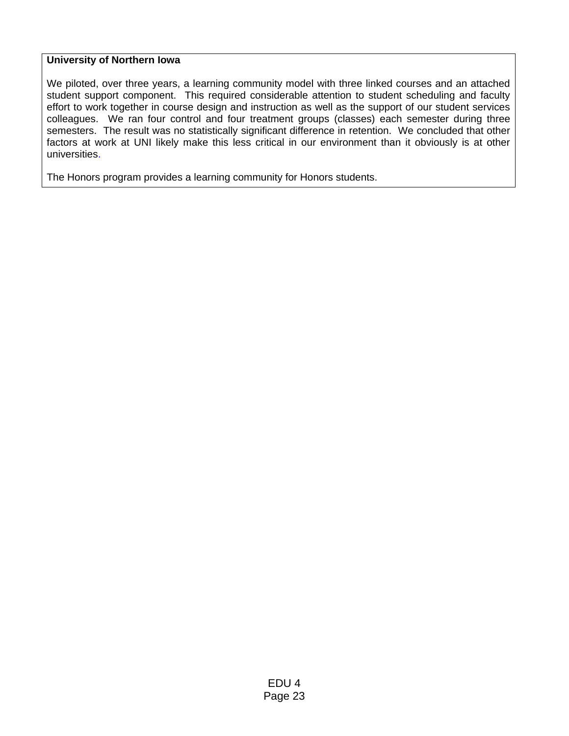**University of Northern Iowa**

We piloted, over three years, a learning community model with three linked courses and an attached student support component. This required considerable attention to student scheduling and faculty effort to work together in course design and instruction as well as the support of our student services colleagues. We ran four control and four treatment groups (classes) each semester during three semesters. The result was no statistically significant difference in retention. We concluded that other factors at work at UNI likely make this less critical in our environment than it obviously is at other universities.

The Honors program provides a learning community for Honors students.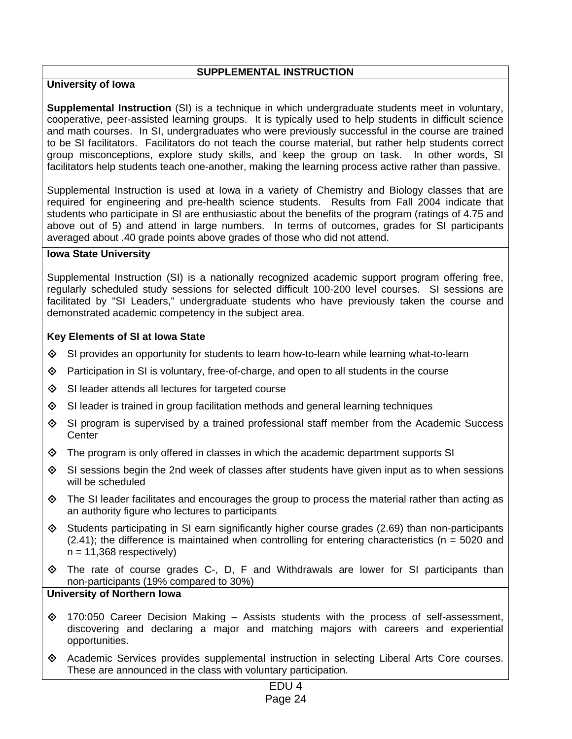## SUPPLEMENTAL INSTRUCTION

### University of Iowa

**Supplemental Instruction** (SI) is a technique in which undergraduate students meet in voluntary, cooperative, peer-assisted learning groups. It is typically used to help students in difficult science and math courses. In SI, undergraduates who were previously successful in the course are trained to be SI facilitators. Facilitators do not teach the course material, but rather help students correct group misconceptions, explore study skills, and keep the group on task. In other words, SI facilitators help students teach one-another, making the learning process active rather than passive.

Supplemental Instruction is used at Iowa in a variety of Chemistry and Biology classes that are required for engineering and pre-health science students. Results from Fall 2004 indicate that students who participate in SI are enthusiastic about the benefits of the program (ratings of 4.75 and above out of 5) and attend in large numbers. In terms of outcomes, grades for SI participants averaged about .40 grade points above grades of those who did not attend.

### Iowa State University

Supplemental Instruction (SI) is a nationally recognized academic support program offering free, regularly scheduled study sessions for selected difficult 100-200 level courses. SI sessions are facilitated by "SI Leaders," undergraduate students who have previously taken the course and demonstrated academic competency in the subject area.

**Key Elements of SI at Iowa State**

- SI provides an opportunity for students to learn how-to-learn while learning what-to-learn
- Participation in SI is voluntary, free-of-charge, and open to all students in the course
- SI leader attends all lectures for targeted course
- SI leader is trained in group facilitation methods and general learning techniques
- SI program is supervised by a trained professional staff member from the Academic Success Center
- The program is only offered in classes in which the academic department supports SI
- SI sessions begin the 2nd week of classes after students have given input as to when sessions will be scheduled
- The SI leader facilitates and encourages the group to process the material rather than acting as an authority figure who lectures to participants
- Students participating in SI earn significantly higher course grades (2.69) than non-participants (2.41); the difference is maintained when controlling for entering characteristics (n = 5020 and n = 11,368 respectively)
- The rate of course grades C-, D, F and Withdrawals are lower for SI participants than non-participants (19% compared to 30%)

### University of Northern Iowa

- 170:050 Career Decision Making – Assists students with the process of self-assessment, discovering and declaring a major and matching majors with careers and experiential opportunities.
- Academic Services provides supplemental instruction in selecting Liberal Arts Core courses. These are announced in the class with voluntary participation.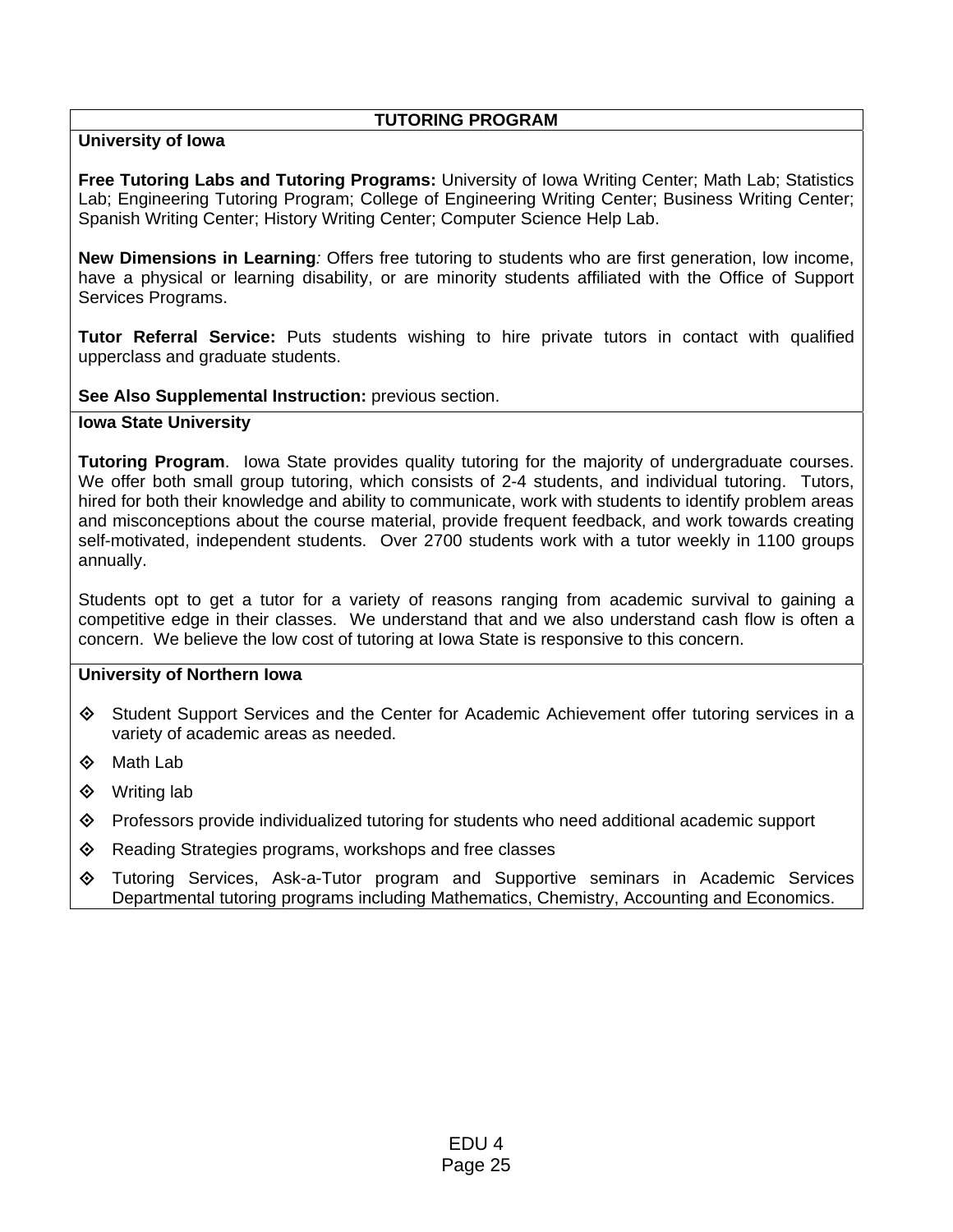## TUTORING PROGRAM

### University of Iowa

**Free Tutoring Labs and Tutoring Programs:** University of Iowa Writing Center; Math Lab; Statistics Lab; Engineering Tutoring Program; College of Engineering Writing Center; Business Writing Center; Spanish Writing Center; History Writing Center; Computer Science Help Lab.

**New Dimensions in Learning***:* Offers free tutoring to students who are first generation, low income, have a physical or learning disability, or are minority students affiliated with the Office of Support Services Programs.

**Tutor Referral Service:** Puts students wishing to hire private tutors in contact with qualified upperclass and graduate students.

**See Also Supplemental Instruction:** previous section.

### Iowa State University

**Tutoring Program**. Iowa State provides quality tutoring for the majority of undergraduate courses. We offer both small group tutoring, which consists of 2-4 students, and individual tutoring. Tutors, hired for both their knowledge and ability to communicate, work with students to identify problem areas and misconceptions about the course material, provide frequent feedback, and work towards creating self-motivated, independent students. Over 2700 students work with a tutor weekly in 1100 groups annually.

Students opt to get a tutor for a variety of reasons ranging from academic survival to gaining a competitive edge in their classes. We understand that and we also understand cash flow is often a concern. We believe the low cost of tutoring at Iowa State is responsive to this concern.

### University of Northern Iowa

- Student Support Services and the Center for Academic Achievement offer tutoring services in a variety of academic areas as needed.
- Math Lab
- Writing lab
- Professors provide individualized tutoring for students who need additional academic support
- Reading Strategies programs, workshops and free classes
- Tutoring Services, Ask-a-Tutor program and Supportive seminars in Academic Services Departmental tutoring programs including Mathematics, Chemistry, Accounting and Economics.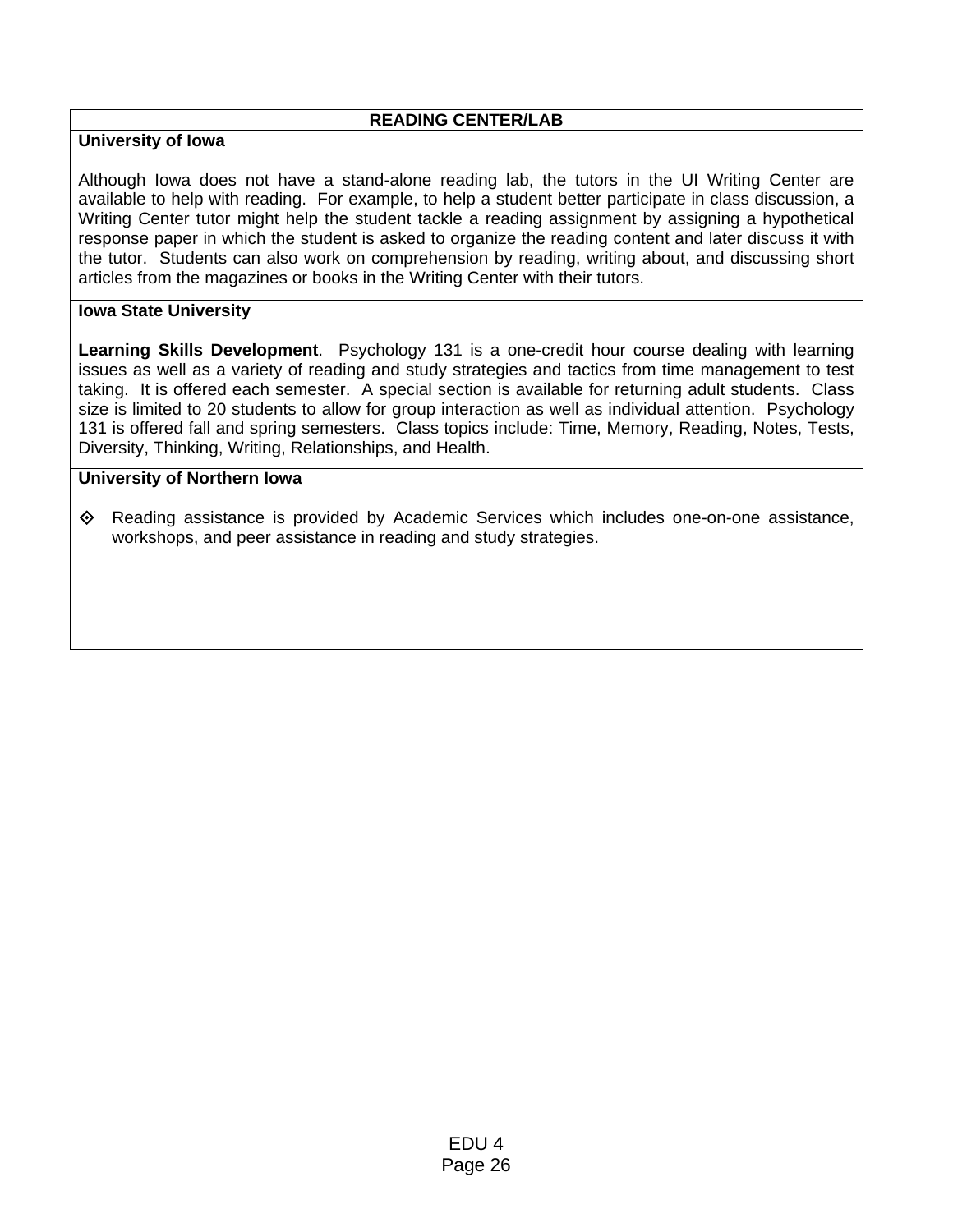| READING CENTER/LAB |
| --- |
| **University of Iowa**<br><br>Although Iowa does not have a stand-alone reading lab, the tutors in the UI Writing Center are available to help with reading. For example, to help a student better participate in class discussion, a Writing Center tutor might help the student tackle a reading assignment by assigning a hypothetical response paper in which the student is asked to organize the reading content and later discuss it with the tutor. Students can also work on comprehension by reading, writing about, and discussing short articles from the magazines or books in the Writing Center with their tutors. |
| **Iowa State University**<br><br>**Learning Skills Development**. Psychology 131 is a one-credit hour course dealing with learning issues as well as a variety of reading and study strategies and tactics from time management to test taking. It is offered each semester. A special section is available for returning adult students. Class size is limited to 20 students to allow for group interaction as well as individual attention. Psychology 131 is offered fall and spring semesters. Class topics include: Time, Memory, Reading, Notes, Tests, Diversity, Thinking, Writing, Relationships, and Health. |
| **University of Northern Iowa**<br><br>- Reading assistance is provided by Academic Services which includes one-on-one assistance, workshops, and peer assistance in reading and study strategies. |

EDU 4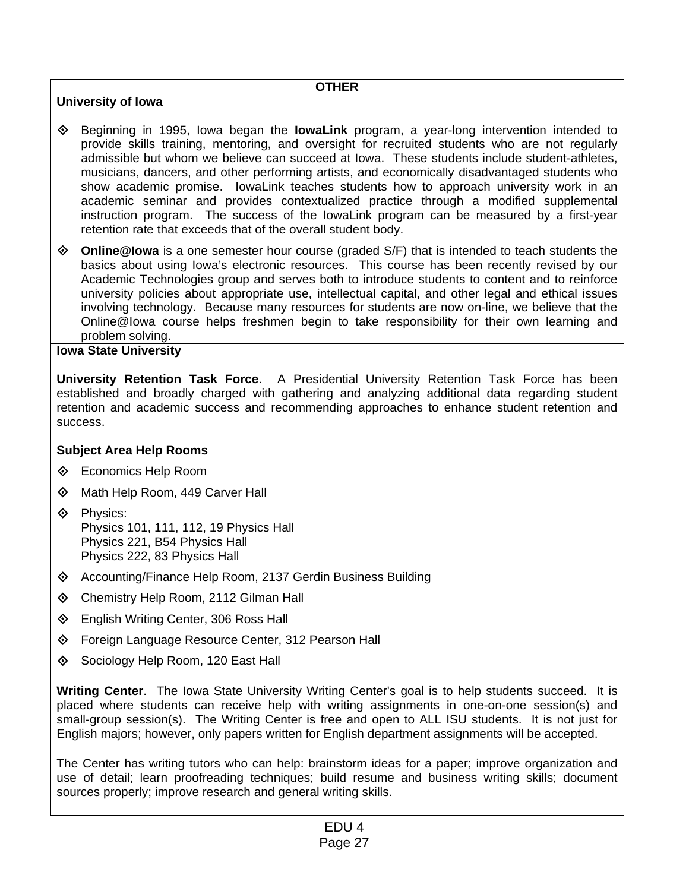**OTHER**

**University of Iowa**

- Beginning in 1995, Iowa began the **IowaLink** program, a year-long intervention intended to provide skills training, mentoring, and oversight for recruited students who are not regularly admissible but whom we believe can succeed at Iowa. These students include student-athletes, musicians, dancers, and other performing artists, and economically disadvantaged students who show academic promise. IowaLink teaches students how to approach university work in an academic seminar and provides contextualized practice through a modified supplemental instruction program. The success of the IowaLink program can be measured by a first-year retention rate that exceeds that of the overall student body.
- **Online@Iowa** is a one semester hour course (graded S/F) that is intended to teach students the basics about using Iowa's electronic resources. This course has been recently revised by our Academic Technologies group and serves both to introduce students to content and to reinforce university policies about appropriate use, intellectual capital, and other legal and ethical issues involving technology. Because many resources for students are now on-line, we believe that the Online@Iowa course helps freshmen begin to take responsibility for their own learning and problem solving.

**Iowa State University**

**University Retention Task Force**. A Presidential University Retention Task Force has been established and broadly charged with gathering and analyzing additional data regarding student retention and academic success and recommending approaches to enhance student retention and success.

**Subject Area Help Rooms**

- Economics Help Room
- Math Help Room, 449 Carver Hall
- Physics:
  Physics 101, 111, 112, 19 Physics Hall
  Physics 221, B54 Physics Hall
  Physics 222, 83 Physics Hall
- Accounting/Finance Help Room, 2137 Gerdin Business Building
- Chemistry Help Room, 2112 Gilman Hall
- English Writing Center, 306 Ross Hall
- Foreign Language Resource Center, 312 Pearson Hall
- Sociology Help Room, 120 East Hall

**Writing Center**. The Iowa State University Writing Center's goal is to help students succeed. It is placed where students can receive help with writing assignments in one-on-one session(s) and small-group session(s). The Writing Center is free and open to ALL ISU students. It is not just for English majors; however, only papers written for English department assignments will be accepted.

The Center has writing tutors who can help: brainstorm ideas for a paper; improve organization and use of detail; learn proofreading techniques; build resume and business writing skills; document sources properly; improve research and general writing skills.

EDU 4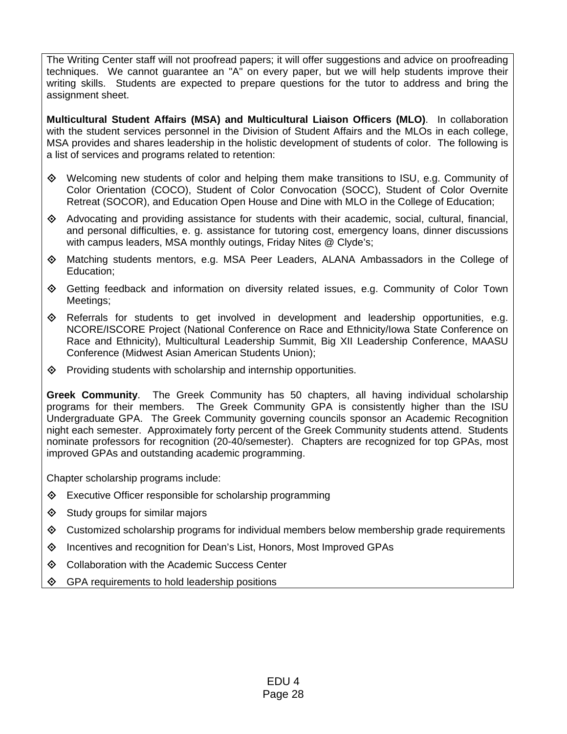The Writing Center staff will not proofread papers; it will offer suggestions and advice on proofreading techniques. We cannot guarantee an "A" on every paper, but we will help students improve their writing skills. Students are expected to prepare questions for the tutor to address and bring the assignment sheet.

**Multicultural Student Affairs (MSA) and Multicultural Liaison Officers (MLO)**. In collaboration with the student services personnel in the Division of Student Affairs and the MLOs in each college, MSA provides and shares leadership in the holistic development of students of color. The following is a list of services and programs related to retention:

- Welcoming new students of color and helping them make transitions to ISU, e.g. Community of Color Orientation (COCO), Student of Color Convocation (SOCC), Student of Color Overnite Retreat (SOCOR), and Education Open House and Dine with MLO in the College of Education;
- Advocating and providing assistance for students with their academic, social, cultural, financial, and personal difficulties, e. g. assistance for tutoring cost, emergency loans, dinner discussions with campus leaders, MSA monthly outings, Friday Nites @ Clyde's;
- Matching students mentors, e.g. MSA Peer Leaders, ALANA Ambassadors in the College of Education;
- Getting feedback and information on diversity related issues, e.g. Community of Color Town Meetings;
- Referrals for students to get involved in development and leadership opportunities, e.g. NCORE/ISCORE Project (National Conference on Race and Ethnicity/Iowa State Conference on Race and Ethnicity), Multicultural Leadership Summit, Big XII Leadership Conference, MAASU Conference (Midwest Asian American Students Union);
- Providing students with scholarship and internship opportunities.

**Greek Community**. The Greek Community has 50 chapters, all having individual scholarship programs for their members. The Greek Community GPA is consistently higher than the ISU Undergraduate GPA. The Greek Community governing councils sponsor an Academic Recognition night each semester. Approximately forty percent of the Greek Community students attend. Students nominate professors for recognition (20-40/semester). Chapters are recognized for top GPAs, most improved GPAs and outstanding academic programming.

Chapter scholarship programs include:

- Executive Officer responsible for scholarship programming
- Study groups for similar majors
- Customized scholarship programs for individual members below membership grade requirements
- Incentives and recognition for Dean's List, Honors, Most Improved GPAs
- Collaboration with the Academic Success Center
- GPA requirements to hold leadership positions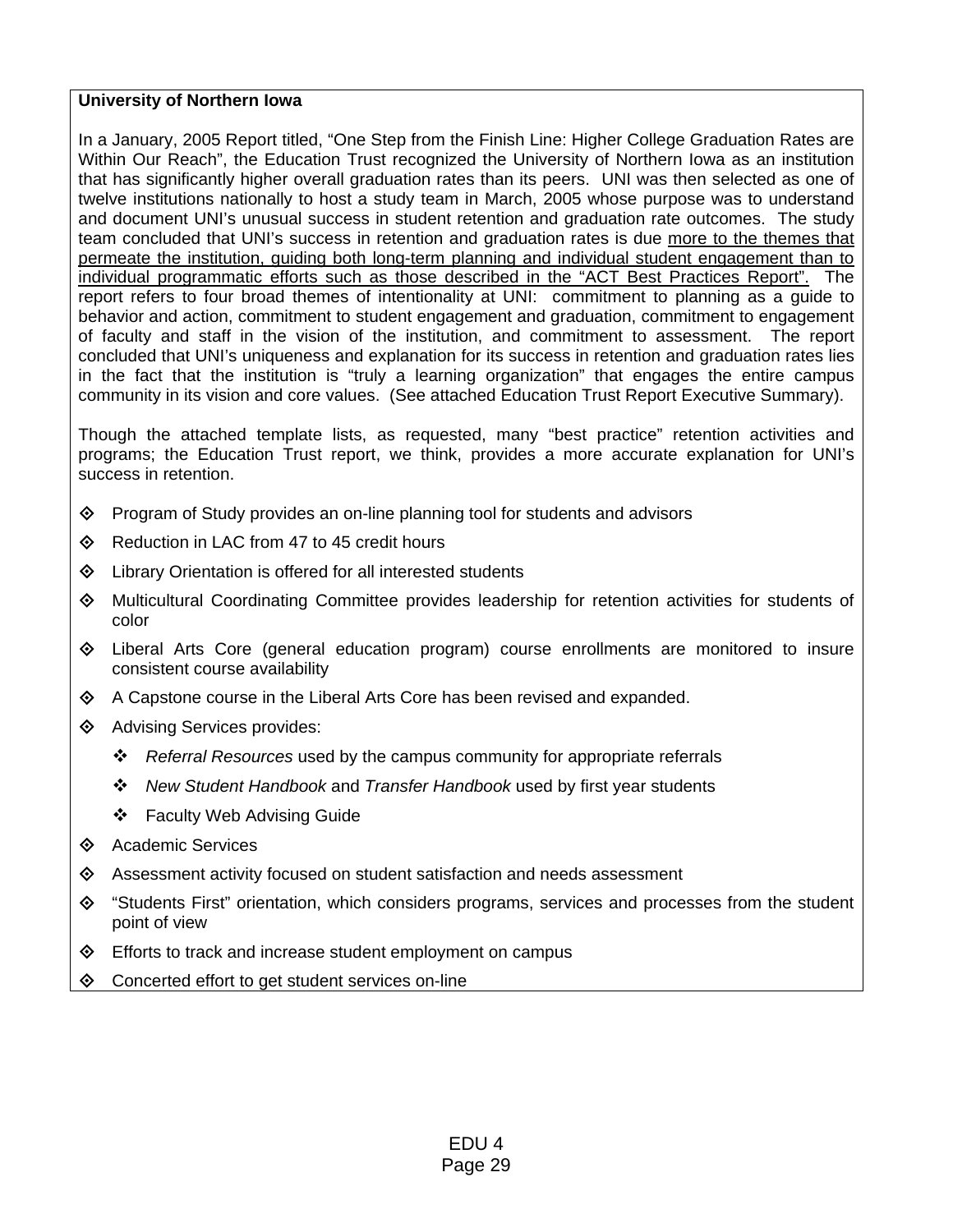**University of Northern Iowa**

In a January, 2005 Report titled, "One Step from the Finish Line: Higher College Graduation Rates are Within Our Reach", the Education Trust recognized the University of Northern Iowa as an institution that has significantly higher overall graduation rates than its peers. UNI was then selected as one of twelve institutions nationally to host a study team in March, 2005 whose purpose was to understand and document UNI's unusual success in student retention and graduation rate outcomes. The study team concluded that UNI's success in retention and graduation rates is due <u>more to the themes that permeate the institution, guiding both long-term planning and individual student engagement than to individual programmatic efforts such as those described in the "ACT Best Practices Report".</u> The report refers to four broad themes of intentionality at UNI: commitment to planning as a guide to behavior and action, commitment to student engagement and graduation, commitment to engagement of faculty and staff in the vision of the institution, and commitment to assessment. The report concluded that UNI's uniqueness and explanation for its success in retention and graduation rates lies in the fact that the institution is "truly a learning organization" that engages the entire campus community in its vision and core values. (See attached Education Trust Report Executive Summary).

Though the attached template lists, as requested, many "best practice" retention activities and programs; the Education Trust report, we think, provides a more accurate explanation for UNI's success in retention.

- Program of Study provides an on-line planning tool for students and advisors
- Reduction in LAC from 47 to 45 credit hours
- Library Orientation is offered for all interested students
- Multicultural Coordinating Committee provides leadership for retention activities for students of color
- Liberal Arts Core (general education program) course enrollments are monitored to insure consistent course availability
- A Capstone course in the Liberal Arts Core has been revised and expanded.
- Advising Services provides:
  - *Referral Resources* used by the campus community for appropriate referrals
  - *New Student Handbook* and *Transfer Handbook* used by first year students
  - Faculty Web Advising Guide
- Academic Services
- Assessment activity focused on student satisfaction and needs assessment
- "Students First" orientation, which considers programs, services and processes from the student point of view
- Efforts to track and increase student employment on campus
- Concerted effort to get student services on-line

EDU 4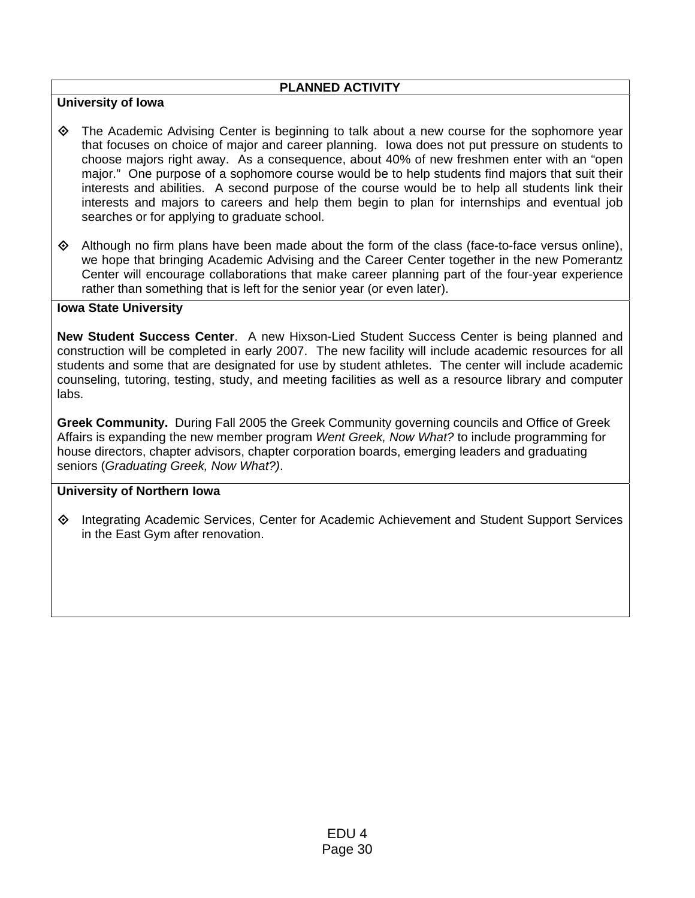| PLANNED ACTIVITY |
|---|
| **University of Iowa**<br><br>◈ The Academic Advising Center is beginning to talk about a new course for the sophomore year that focuses on choice of major and career planning. Iowa does not put pressure on students to choose majors right away. As a consequence, about 40% of new freshmen enter with an "open major." One purpose of a sophomore course would be to help students find majors that suit their interests and abilities. A second purpose of the course would be to help all students link their interests and majors to careers and help them begin to plan for internships and eventual job searches or for applying to graduate school.<br><br>◈ Although no firm plans have been made about the form of the class (face-to-face versus online), we hope that bringing Academic Advising and the Career Center together in the new Pomerantz Center will encourage collaborations that make career planning part of the four-year experience rather than something that is left for the senior year (or even later). |
| **Iowa State University**<br><br>**New Student Success Center**. A new Hixson-Lied Student Success Center is being planned and construction will be completed in early 2007. The new facility will include academic resources for all students and some that are designated for use by student athletes. The center will include academic counseling, tutoring, testing, study, and meeting facilities as well as a resource library and computer labs.<br><br>**Greek Community.** During Fall 2005 the Greek Community governing councils and Office of Greek Affairs is expanding the new member program *Went Greek, Now What?* to include programming for house directors, chapter advisors, chapter corporation boards, emerging leaders and graduating seniors (*Graduating Greek, Now What?)*. |
| **University of Northern Iowa**<br><br>◈ Integrating Academic Services, Center for Academic Achievement and Student Support Services in the East Gym after renovation. |